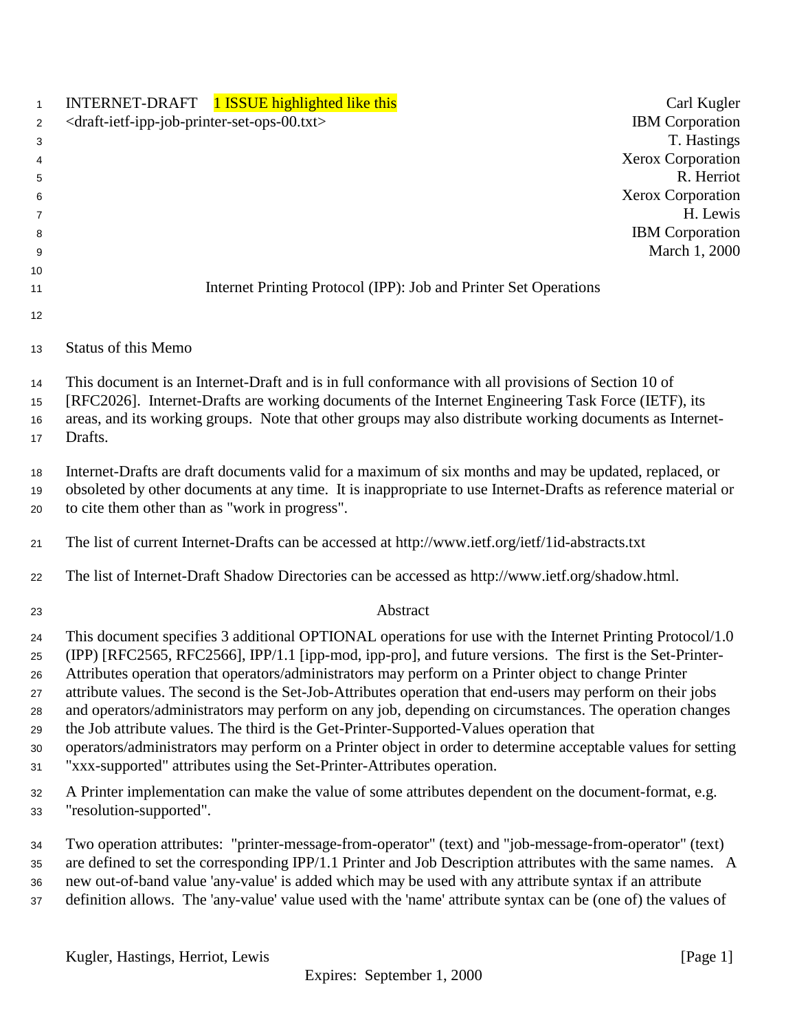INTERNET-DRAFT 1 ISSUE highlighted like this
<draft-ietf-ipp-job-printer-set-ops-00.txt>

Carl Kugler
IBM Corporation
T. Hastings
Xerox Corporation
R. Herriot
Xerox Corporation
H. Lewis
IBM Corporation
March 1, 2000

# Internet Printing Protocol (IPP): Job and Printer Set Operations

## Status of this Memo

This document is an Internet-Draft and is in full conformance with all provisions of Section 10 of [RFC2026]. Internet-Drafts are working documents of the Internet Engineering Task Force (IETF), its areas, and its working groups. Note that other groups may also distribute working documents as Internet-Drafts.

Internet-Drafts are draft documents valid for a maximum of six months and may be updated, replaced, or obsoleted by other documents at any time. It is inappropriate to use Internet-Drafts as reference material or to cite them other than as "work in progress".

The list of current Internet-Drafts can be accessed at http://www.ietf.org/ietf/1id-abstracts.txt

The list of Internet-Draft Shadow Directories can be accessed as http://www.ietf.org/shadow.html.

## Abstract

This document specifies 3 additional OPTIONAL operations for use with the Internet Printing Protocol/1.0 (IPP) [RFC2565, RFC2566], IPP/1.1 [ipp-mod, ipp-pro], and future versions. The first is the Set-Printer-Attributes operation that operators/administrators may perform on a Printer object to change Printer attribute values. The second is the Set-Job-Attributes operation that end-users may perform on their jobs and operators/administrators may perform on any job, depending on circumstances. The operation changes the Job attribute values. The third is the Get-Printer-Supported-Values operation that operators/administrators may perform on a Printer object in order to determine acceptable values for setting "xxx-supported" attributes using the Set-Printer-Attributes operation.

A Printer implementation can make the value of some attributes dependent on the document-format, e.g. "resolution-supported".

Two operation attributes: "printer-message-from-operator" (text) and "job-message-from-operator" (text) are defined to set the corresponding IPP/1.1 Printer and Job Description attributes with the same names. A new out-of-band value 'any-value' is added which may be used with any attribute syntax if an attribute definition allows. The 'any-value' value used with the 'name' attribute syntax can be (one of) the values of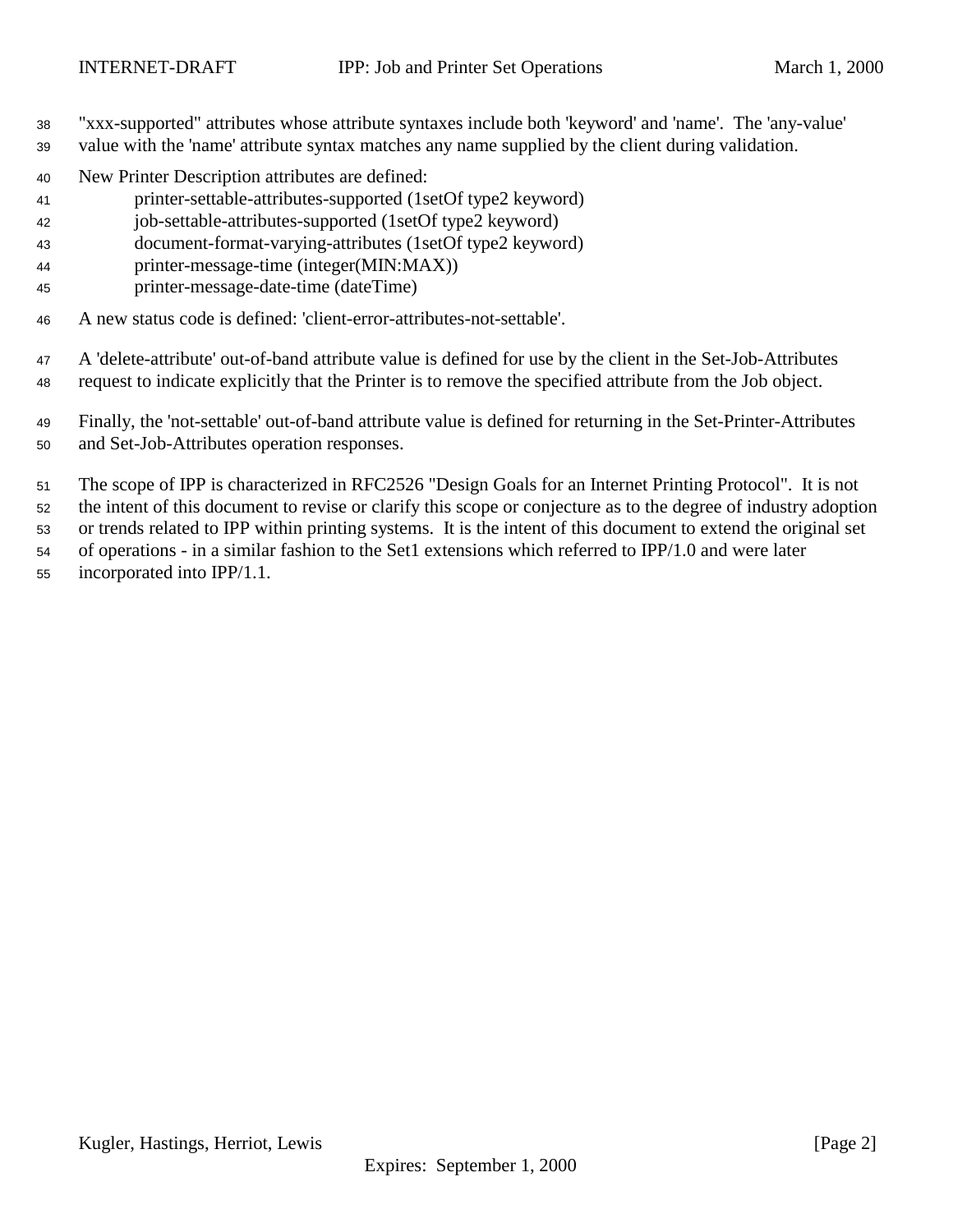"xxx-supported" attributes whose attribute syntaxes include both 'keyword' and 'name'. The 'any-value' value with the 'name' attribute syntax matches any name supplied by the client during validation.

New Printer Description attributes are defined:

- printer-settable-attributes-supported (1setOf type2 keyword)
- job-settable-attributes-supported (1setOf type2 keyword)
- document-format-varying-attributes (1setOf type2 keyword)
- printer-message-time (integer(MIN:MAX))
- printer-message-date-time (dateTime)

A new status code is defined: 'client-error-attributes-not-settable'.

A 'delete-attribute' out-of-band attribute value is defined for use by the client in the Set-Job-Attributes request to indicate explicitly that the Printer is to remove the specified attribute from the Job object.

Finally, the 'not-settable' out-of-band attribute value is defined for returning in the Set-Printer-Attributes and Set-Job-Attributes operation responses.

The scope of IPP is characterized in RFC2526 "Design Goals for an Internet Printing Protocol". It is not the intent of this document to revise or clarify this scope or conjecture as to the degree of industry adoption or trends related to IPP within printing systems. It is the intent of this document to extend the original set of operations - in a similar fashion to the Set1 extensions which referred to IPP/1.0 and were later incorporated into IPP/1.1.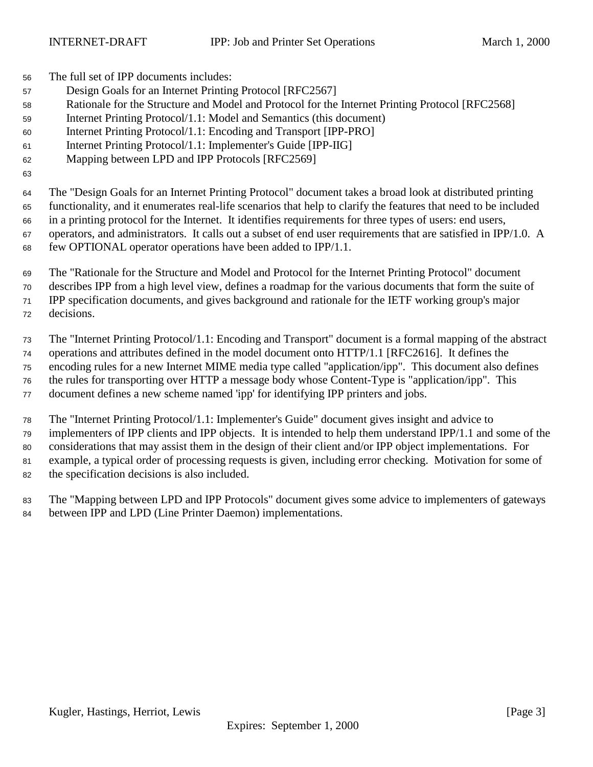The full set of IPP documents includes:

- Design Goals for an Internet Printing Protocol [RFC2567]
- Rationale for the Structure and Model and Protocol for the Internet Printing Protocol [RFC2568]
- Internet Printing Protocol/1.1: Model and Semantics (this document)
- Internet Printing Protocol/1.1: Encoding and Transport [IPP-PRO]
- Internet Printing Protocol/1.1: Implementer's Guide [IPP-IIG]
- Mapping between LPD and IPP Protocols [RFC2569]

The "Design Goals for an Internet Printing Protocol" document takes a broad look at distributed printing functionality, and it enumerates real-life scenarios that help to clarify the features that need to be included in a printing protocol for the Internet. It identifies requirements for three types of users: end users, operators, and administrators. It calls out a subset of end user requirements that are satisfied in IPP/1.0. A few OPTIONAL operator operations have been added to IPP/1.1.

The "Rationale for the Structure and Model and Protocol for the Internet Printing Protocol" document describes IPP from a high level view, defines a roadmap for the various documents that form the suite of IPP specification documents, and gives background and rationale for the IETF working group's major decisions.

The "Internet Printing Protocol/1.1: Encoding and Transport" document is a formal mapping of the abstract operations and attributes defined in the model document onto HTTP/1.1 [RFC2616]. It defines the encoding rules for a new Internet MIME media type called "application/ipp". This document also defines the rules for transporting over HTTP a message body whose Content-Type is "application/ipp". This document defines a new scheme named 'ipp' for identifying IPP printers and jobs.

The "Internet Printing Protocol/1.1: Implementer's Guide" document gives insight and advice to implementers of IPP clients and IPP objects. It is intended to help them understand IPP/1.1 and some of the considerations that may assist them in the design of their client and/or IPP object implementations. For example, a typical order of processing requests is given, including error checking. Motivation for some of the specification decisions is also included.

The "Mapping between LPD and IPP Protocols" document gives some advice to implementers of gateways between IPP and LPD (Line Printer Daemon) implementations.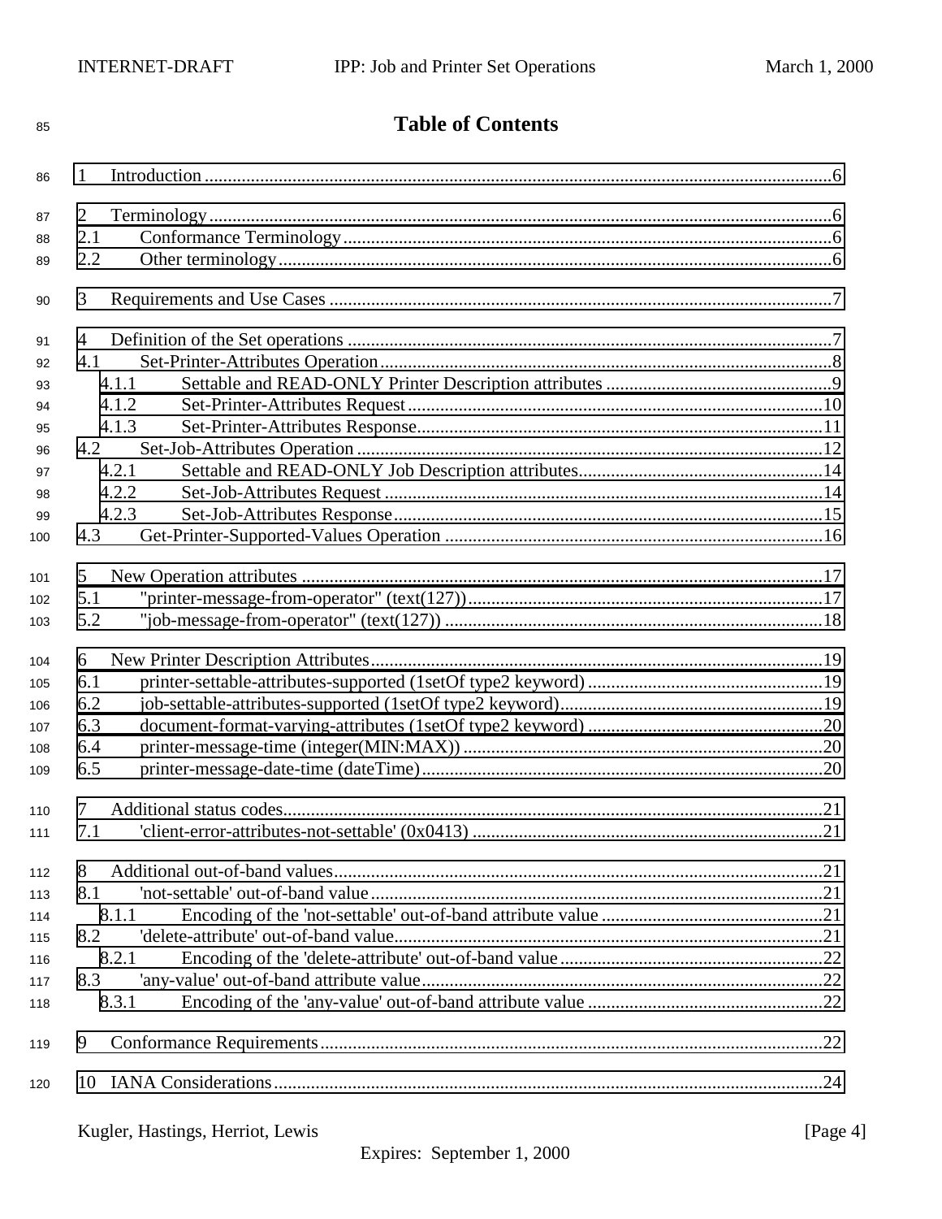# Table of Contents

1 Introduction .......................................................................................................................................6

2 Terminology.......................................................................................................................................6
2.1 Conformance Terminology...........................................................................................................6
2.2 Other terminology.........................................................................................................................6

3 Requirements and Use Cases ............................................................................................................7

4 Definition of the Set operations .........................................................................................................7
4.1 Set-Printer-Attributes Operation..................................................................................................8
4.1.1 Settable and READ-ONLY Printer Description attributes ..................................................9
4.1.2 Set-Printer-Attributes Request...........................................................................................10
4.1.3 Set-Printer-Attributes Response.........................................................................................11
4.2 Set-Job-Attributes Operation ......................................................................................................12
4.2.1 Settable and READ-ONLY Job Description attributes......................................................14
4.2.2 Set-Job-Attributes Request ................................................................................................14
4.2.3 Set-Job-Attributes Response..............................................................................................15
4.3 Get-Printer-Supported-Values Operation ..................................................................................16

5 New Operation attributes .................................................................................................................17
5.1 "printer-message-from-operator" (text(127))..............................................................................17
5.2 "job-message-from-operator" (text(127)) ...................................................................................18

6 New Printer Description Attributes..................................................................................................19
6.1 printer-settable-attributes-supported (1setOf type2 keyword) ....................................................19
6.2 job-settable-attributes-supported (1setOf type2 keyword)..........................................................19
6.3 document-format-varying-attributes (1setOf type2 keyword) ....................................................20
6.4 printer-message-time (integer(MIN:MAX)) ...............................................................................20
6.5 printer-message-date-time (dateTime)........................................................................................20

7 Additional status codes.....................................................................................................................21
7.1 'client-error-attributes-not-settable' (0x0413) .............................................................................21

8 Additional out-of-band values...........................................................................................................21
8.1 'not-settable' out-of-band value...................................................................................................21
8.1.1 Encoding of the 'not-settable' out-of-band attribute value .................................................21
8.2 'delete-attribute' out-of-band value..............................................................................................21
8.2.1 Encoding of the 'delete-attribute' out-of-band value..........................................................22
8.3 'any-value' out-of-band attribute value........................................................................................22
8.3.1 Encoding of the 'any-value' out-of-band attribute value ....................................................22

9 Conformance Requirements.............................................................................................................22

10 IANA Considerations.......................................................................................................................24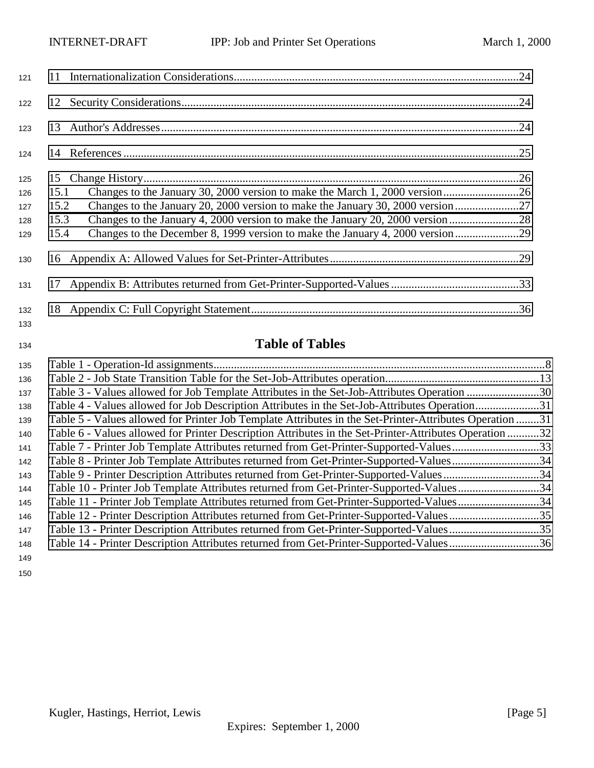11 Internationalization Considerations....24

12 Security Considerations....24

13 Author's Addresses....24

14 References....25

15 Change History....26
15.1 Changes to the January 30, 2000 version to make the March 1, 2000 version....26
15.2 Changes to the January 20, 2000 version to make the January 30, 2000 version....27
15.3 Changes to the January 4, 2000 version to make the January 20, 2000 version....28
15.4 Changes to the December 8, 1999 version to make the January 4, 2000 version....29

16 Appendix A: Allowed Values for Set-Printer-Attributes....29

17 Appendix B: Attributes returned from Get-Printer-Supported-Values....33

18 Appendix C: Full Copyright Statement....36

## Table of Tables

Table 1 - Operation-Id assignments....8
Table 2 - Job State Transition Table for the Set-Job-Attributes operation....13
Table 3 - Values allowed for Job Template Attributes in the Set-Job-Attributes Operation....30
Table 4 - Values allowed for Job Description Attributes in the Set-Job-Attributes Operation....31
Table 5 - Values allowed for Printer Job Template Attributes in the Set-Printer-Attributes Operation....31
Table 6 - Values allowed for Printer Description Attributes in the Set-Printer-Attributes Operation....32
Table 7 - Printer Job Template Attributes returned from Get-Printer-Supported-Values....33
Table 8 - Printer Job Template Attributes returned from Get-Printer-Supported-Values....34
Table 9 - Printer Description Attributes returned from Get-Printer-Supported-Values....34
Table 10 - Printer Job Template Attributes returned from Get-Printer-Supported-Values....34
Table 11 - Printer Job Template Attributes returned from Get-Printer-Supported-Values....34
Table 12 - Printer Description Attributes returned from Get-Printer-Supported-Values....35
Table 13 - Printer Description Attributes returned from Get-Printer-Supported-Values....35
Table 14 - Printer Description Attributes returned from Get-Printer-Supported-Values....36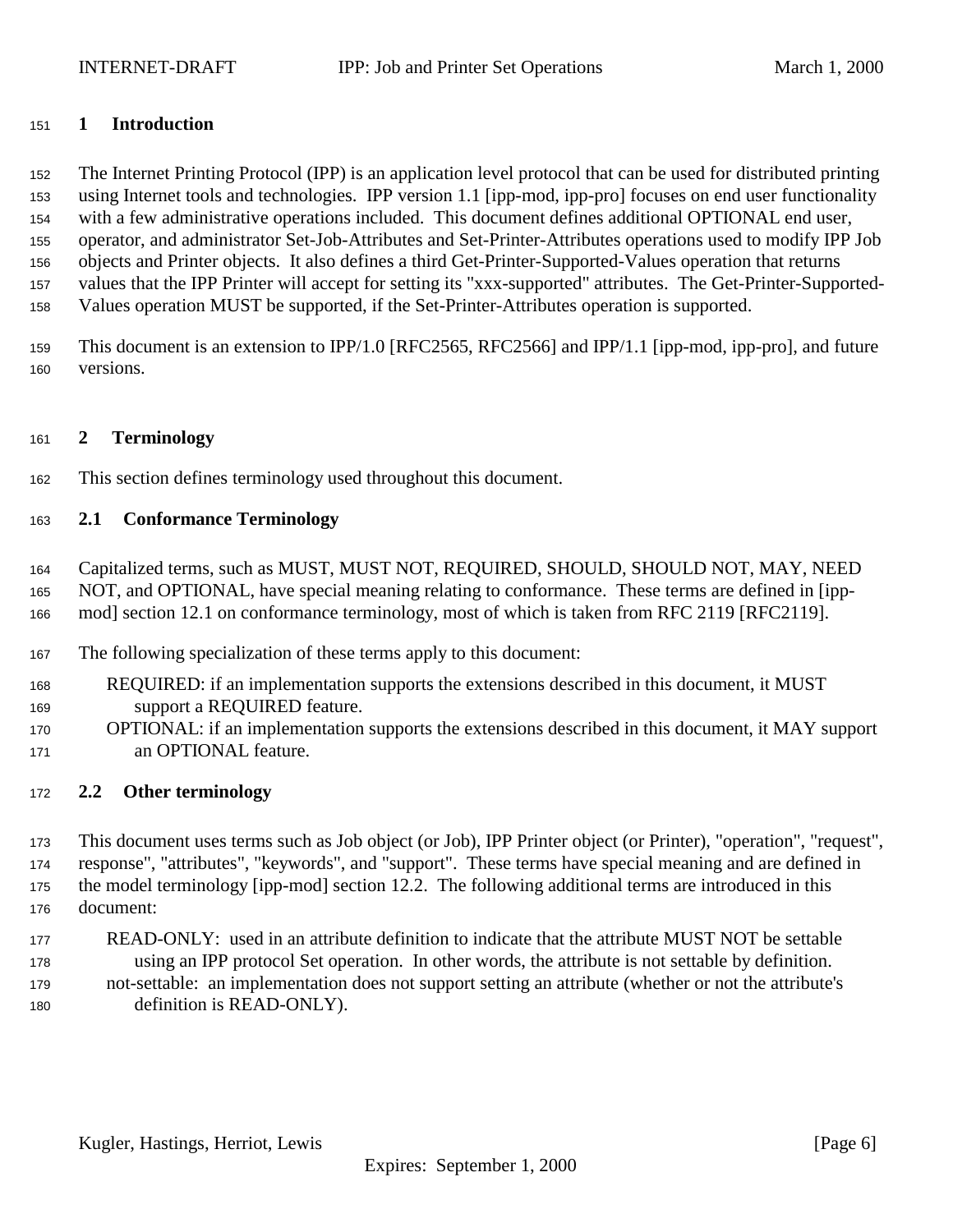# 1 Introduction

The Internet Printing Protocol (IPP) is an application level protocol that can be used for distributed printing using Internet tools and technologies. IPP version 1.1 [ipp-mod, ipp-pro] focuses on end user functionality with a few administrative operations included. This document defines additional OPTIONAL end user, operator, and administrator Set-Job-Attributes and Set-Printer-Attributes operations used to modify IPP Job objects and Printer objects. It also defines a third Get-Printer-Supported-Values operation that returns values that the IPP Printer will accept for setting its "xxx-supported" attributes. The Get-Printer-Supported-Values operation MUST be supported, if the Set-Printer-Attributes operation is supported.

This document is an extension to IPP/1.0 [RFC2565, RFC2566] and IPP/1.1 [ipp-mod, ipp-pro], and future versions.

# 2 Terminology

This section defines terminology used throughout this document.

## 2.1 Conformance Terminology

Capitalized terms, such as MUST, MUST NOT, REQUIRED, SHOULD, SHOULD NOT, MAY, NEED NOT, and OPTIONAL, have special meaning relating to conformance. These terms are defined in [ipp-mod] section 12.1 on conformance terminology, most of which is taken from RFC 2119 [RFC2119].

The following specialization of these terms apply to this document:

REQUIRED: if an implementation supports the extensions described in this document, it MUST support a REQUIRED feature.
OPTIONAL: if an implementation supports the extensions described in this document, it MAY support an OPTIONAL feature.

## 2.2 Other terminology

This document uses terms such as Job object (or Job), IPP Printer object (or Printer), "operation", "request", response", "attributes", "keywords", and "support". These terms have special meaning and are defined in the model terminology [ipp-mod] section 12.2. The following additional terms are introduced in this document:

READ-ONLY: used in an attribute definition to indicate that the attribute MUST NOT be settable using an IPP protocol Set operation. In other words, the attribute is not settable by definition.
not-settable: an implementation does not support setting an attribute (whether or not the attribute's definition is READ-ONLY).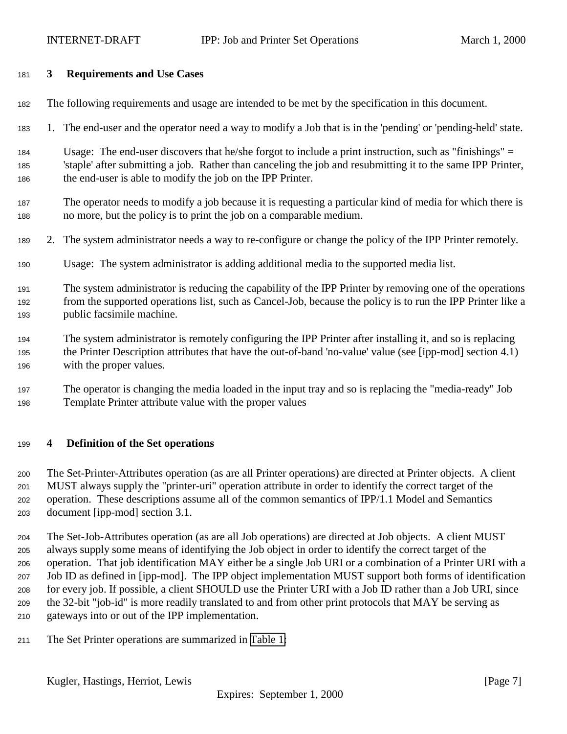## 3 Requirements and Use Cases

The following requirements and usage are intended to be met by the specification in this document.

1. The end-user and the operator need a way to modify a Job that is in the 'pending' or 'pending-held' state.

   Usage: The end-user discovers that he/she forgot to include a print instruction, such as "finishings" = 'staple' after submitting a job. Rather than canceling the job and resubmitting it to the same IPP Printer, the end-user is able to modify the job on the IPP Printer.

   The operator needs to modify a job because it is requesting a particular kind of media for which there is no more, but the policy is to print the job on a comparable medium.

2. The system administrator needs a way to re-configure or change the policy of the IPP Printer remotely.

   Usage: The system administrator is adding additional media to the supported media list.

   The system administrator is reducing the capability of the IPP Printer by removing one of the operations from the supported operations list, such as Cancel-Job, because the policy is to run the IPP Printer like a public facsimile machine.

   The system administrator is remotely configuring the IPP Printer after installing it, and so is replacing the Printer Description attributes that have the out-of-band 'no-value' value (see [ipp-mod] section 4.1) with the proper values.

   The operator is changing the media loaded in the input tray and so is replacing the "media-ready" Job Template Printer attribute value with the proper values

## 4 Definition of the Set operations

The Set-Printer-Attributes operation (as are all Printer operations) are directed at Printer objects. A client MUST always supply the "printer-uri" operation attribute in order to identify the correct target of the operation. These descriptions assume all of the common semantics of IPP/1.1 Model and Semantics document [ipp-mod] section 3.1.

The Set-Job-Attributes operation (as are all Job operations) are directed at Job objects. A client MUST always supply some means of identifying the Job object in order to identify the correct target of the operation. That job identification MAY either be a single Job URI or a combination of a Printer URI with a Job ID as defined in [ipp-mod]. The IPP object implementation MUST support both forms of identification for every job. If possible, a client SHOULD use the Printer URI with a Job ID rather than a Job URI, since the 32-bit "job-id" is more readily translated to and from other print protocols that MAY be serving as gateways into or out of the IPP implementation.

The Set Printer operations are summarized in Table 1: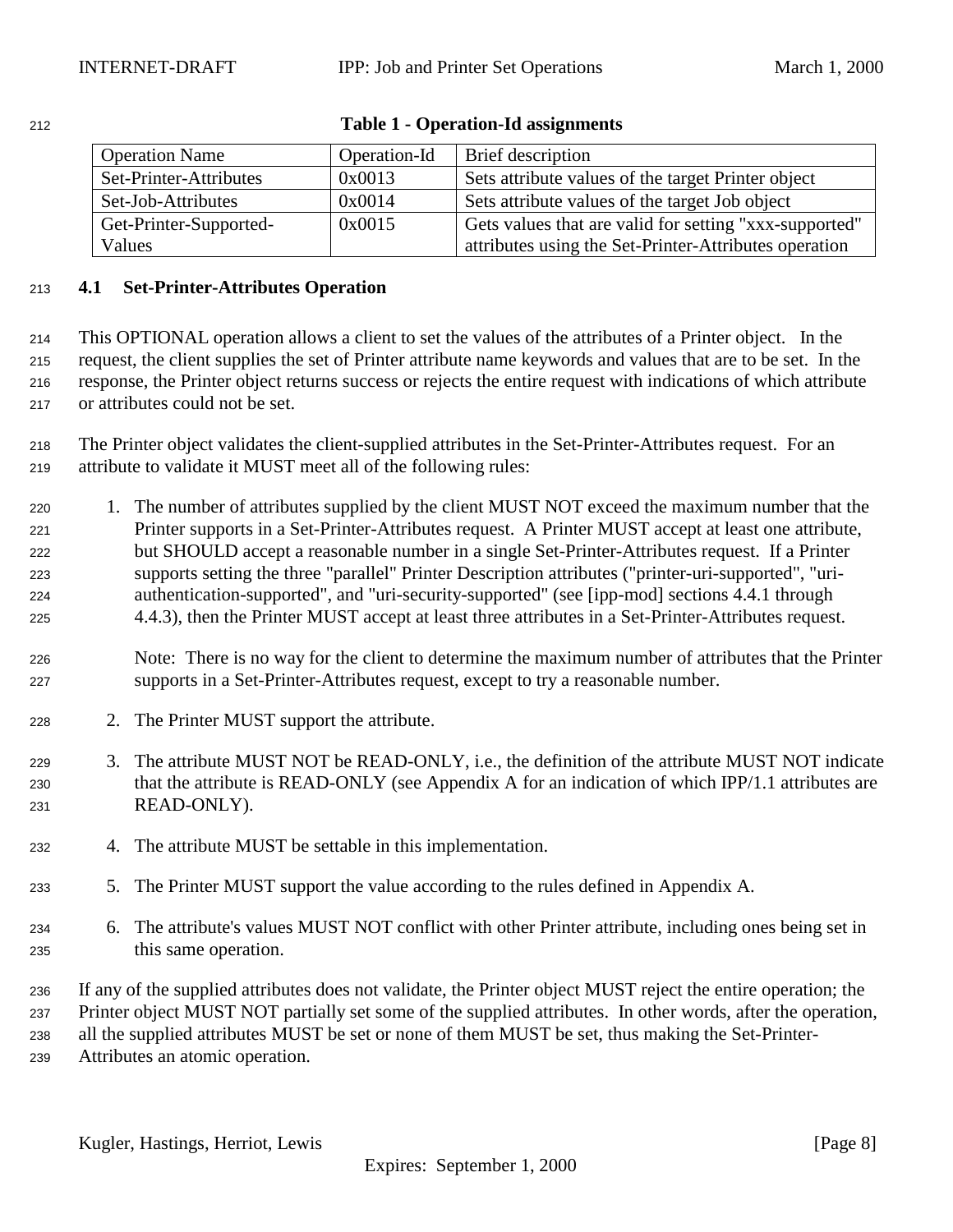**Table 1 - Operation-Id assignments**

| Operation Name | Operation-Id | Brief description |
|---|---|---|
| Set-Printer-Attributes | 0x0013 | Sets attribute values of the target Printer object |
| Set-Job-Attributes | 0x0014 | Sets attribute values of the target Job object |
| Get-Printer-Supported-Values | 0x0015 | Gets values that are valid for setting "xxx-supported" attributes using the Set-Printer-Attributes operation |

### 4.1 Set-Printer-Attributes Operation

This OPTIONAL operation allows a client to set the values of the attributes of a Printer object. In the request, the client supplies the set of Printer attribute name keywords and values that are to be set. In the response, the Printer object returns success or rejects the entire request with indications of which attribute or attributes could not be set.

The Printer object validates the client-supplied attributes in the Set-Printer-Attributes request. For an attribute to validate it MUST meet all of the following rules:

1. The number of attributes supplied by the client MUST NOT exceed the maximum number that the Printer supports in a Set-Printer-Attributes request. A Printer MUST accept at least one attribute, but SHOULD accept a reasonable number in a single Set-Printer-Attributes request. If a Printer supports setting the three "parallel" Printer Description attributes ("printer-uri-supported", "uri-authentication-supported", and "uri-security-supported" (see [ipp-mod] sections 4.4.1 through 4.4.3), then the Printer MUST accept at least three attributes in a Set-Printer-Attributes request.

   Note: There is no way for the client to determine the maximum number of attributes that the Printer supports in a Set-Printer-Attributes request, except to try a reasonable number.

2. The Printer MUST support the attribute.

3. The attribute MUST NOT be READ-ONLY, i.e., the definition of the attribute MUST NOT indicate that the attribute is READ-ONLY (see Appendix A for an indication of which IPP/1.1 attributes are READ-ONLY).

4. The attribute MUST be settable in this implementation.

5. The Printer MUST support the value according to the rules defined in Appendix A.

6. The attribute's values MUST NOT conflict with other Printer attribute, including ones being set in this same operation.

If any of the supplied attributes does not validate, the Printer object MUST reject the entire operation; the Printer object MUST NOT partially set some of the supplied attributes. In other words, after the operation, all the supplied attributes MUST be set or none of them MUST be set, thus making the Set-Printer-Attributes an atomic operation.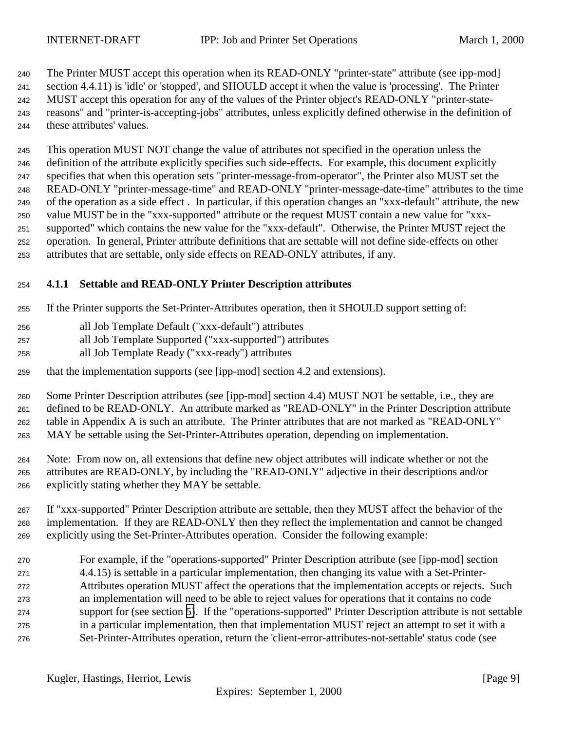The Printer MUST accept this operation when its READ-ONLY "printer-state" attribute (see ipp-mod] section 4.4.11) is 'idle' or 'stopped', and SHOULD accept it when the value is 'processing'. The Printer MUST accept this operation for any of the values of the Printer object's READ-ONLY "printer-state-reasons" and "printer-is-accepting-jobs" attributes, unless explicitly defined otherwise in the definition of these attributes' values.

This operation MUST NOT change the value of attributes not specified in the operation unless the definition of the attribute explicitly specifies such side-effects. For example, this document explicitly specifies that when this operation sets "printer-message-from-operator", the Printer also MUST set the READ-ONLY "printer-message-time" and READ-ONLY "printer-message-date-time" attributes to the time of the operation as a side effect . In particular, if this operation changes an "xxx-default" attribute, the new value MUST be in the "xxx-supported" attribute or the request MUST contain a new value for "xxx-supported" which contains the new value for the "xxx-default". Otherwise, the Printer MUST reject the operation. In general, Printer attribute definitions that are settable will not define side-effects on other attributes that are settable, only side effects on READ-ONLY attributes, if any.

### 4.1.1 Settable and READ-ONLY Printer Description attributes

If the Printer supports the Set-Printer-Attributes operation, then it SHOULD support setting of:

all Job Template Default ("xxx-default") attributes
all Job Template Supported ("xxx-supported") attributes
all Job Template Ready ("xxx-ready") attributes

that the implementation supports (see [ipp-mod] section 4.2 and extensions).

Some Printer Description attributes (see [ipp-mod] section 4.4) MUST NOT be settable, i.e., they are defined to be READ-ONLY. An attribute marked as "READ-ONLY" in the Printer Description attribute table in Appendix A is such an attribute. The Printer attributes that are not marked as "READ-ONLY" MAY be settable using the Set-Printer-Attributes operation, depending on implementation.

Note: From now on, all extensions that define new object attributes will indicate whether or not the attributes are READ-ONLY, by including the "READ-ONLY" adjective in their descriptions and/or explicitly stating whether they MAY be settable.

If "xxx-supported" Printer Description attribute are settable, then they MUST affect the behavior of the implementation. If they are READ-ONLY then they reflect the implementation and cannot be changed explicitly using the Set-Printer-Attributes operation. Consider the following example:

For example, if the "operations-supported" Printer Description attribute (see [ipp-mod] section 4.4.15) is settable in a particular implementation, then changing its value with a Set-Printer-Attributes operation MUST affect the operations that the implementation accepts or rejects. Such an implementation will need to be able to reject values for operations that it contains no code support for (see section 5). If the "operations-supported" Printer Description attribute is not settable in a particular implementation, then that implementation MUST reject an attempt to set it with a Set-Printer-Attributes operation, return the 'client-error-attributes-not-settable' status code (see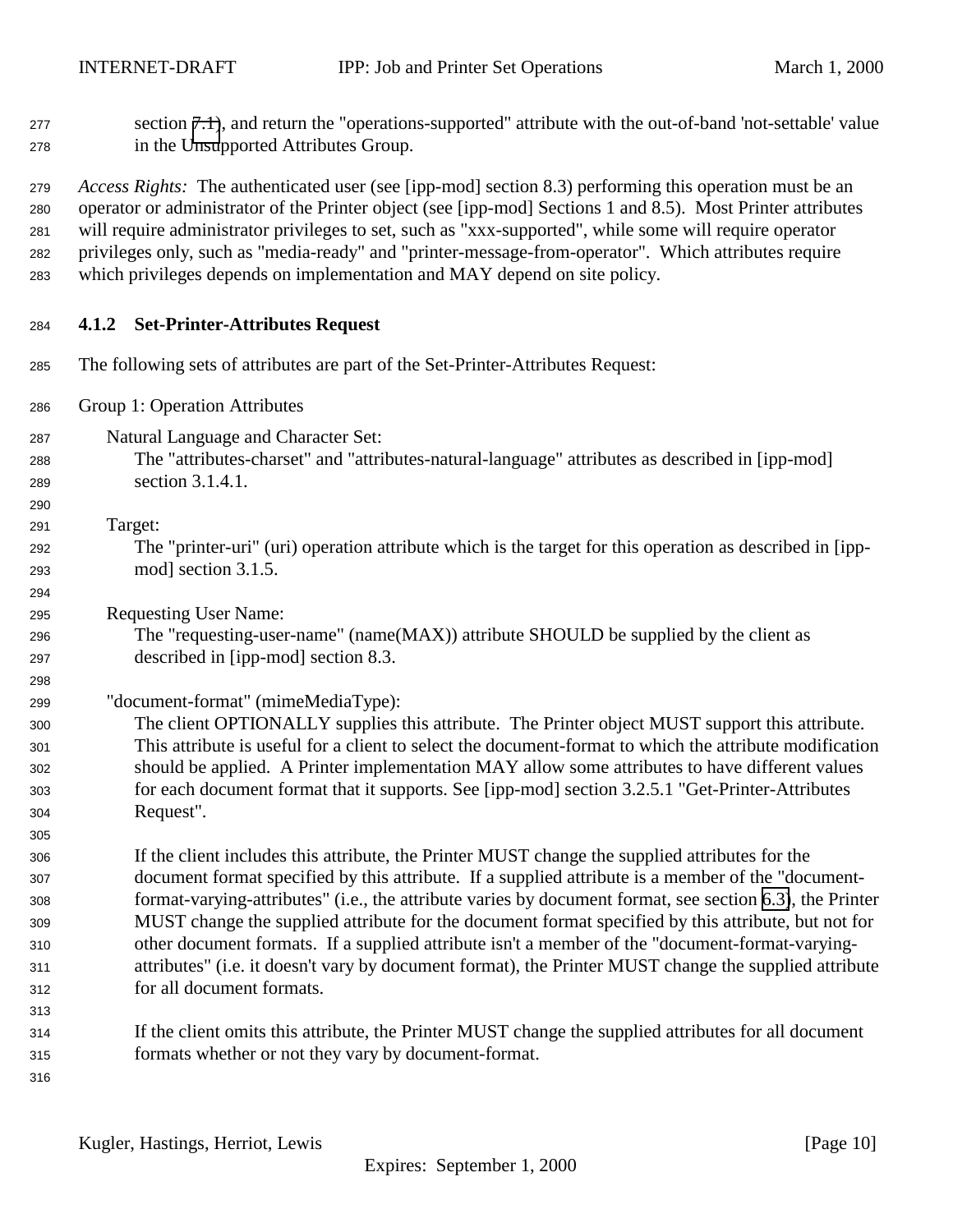section 7.1), and return the "operations-supported" attribute with the out-of-band 'not-settable' value in the Unsupported Attributes Group.

*Access Rights:* The authenticated user (see [ipp-mod] section 8.3) performing this operation must be an operator or administrator of the Printer object (see [ipp-mod] Sections 1 and 8.5). Most Printer attributes will require administrator privileges to set, such as "xxx-supported", while some will require operator privileges only, such as "media-ready" and "printer-message-from-operator". Which attributes require which privileges depends on implementation and MAY depend on site policy.

#### 4.1.2 Set-Printer-Attributes Request

The following sets of attributes are part of the Set-Printer-Attributes Request:

Group 1: Operation Attributes

Natural Language and Character Set:
The "attributes-charset" and "attributes-natural-language" attributes as described in [ipp-mod] section 3.1.4.1.

Target:
The "printer-uri" (uri) operation attribute which is the target for this operation as described in [ipp-mod] section 3.1.5.

Requesting User Name:
The "requesting-user-name" (name(MAX)) attribute SHOULD be supplied by the client as described in [ipp-mod] section 8.3.

"document-format" (mimeMediaType):
The client OPTIONALLY supplies this attribute. The Printer object MUST support this attribute. This attribute is useful for a client to select the document-format to which the attribute modification should be applied. A Printer implementation MAY allow some attributes to have different values for each document format that it supports. See [ipp-mod] section 3.2.5.1 "Get-Printer-Attributes Request".

If the client includes this attribute, the Printer MUST change the supplied attributes for the document format specified by this attribute. If a supplied attribute is a member of the "document-format-varying-attributes" (i.e., the attribute varies by document format, see section 6.3), the Printer MUST change the supplied attribute for the document format specified by this attribute, but not for other document formats. If a supplied attribute isn't a member of the "document-format-varying-attributes" (i.e. it doesn't vary by document format), the Printer MUST change the supplied attribute for all document formats.

If the client omits this attribute, the Printer MUST change the supplied attributes for all document formats whether or not they vary by document-format.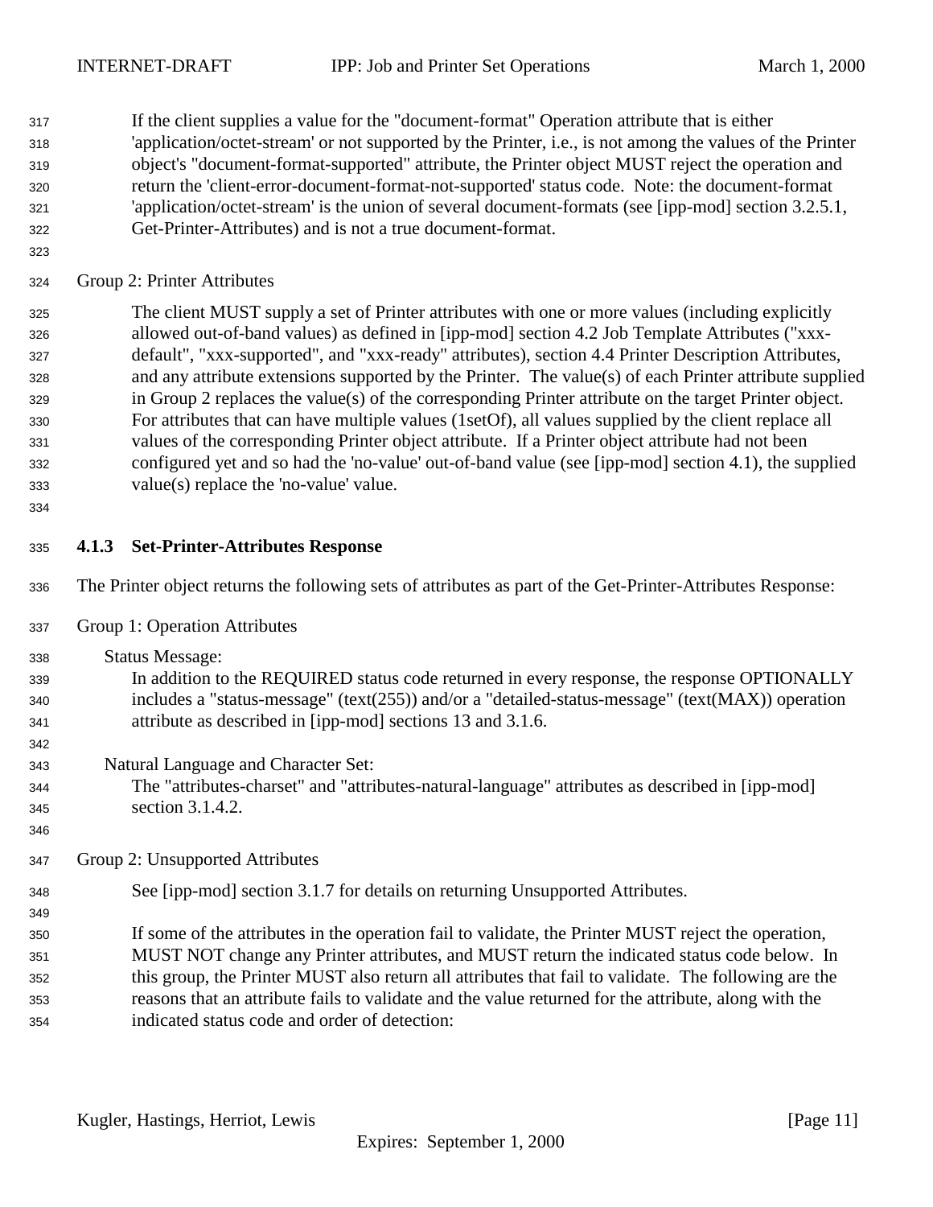If the client supplies a value for the "document-format" Operation attribute that is either 'application/octet-stream' or not supported by the Printer, i.e., is not among the values of the Printer object's "document-format-supported" attribute, the Printer object MUST reject the operation and return the 'client-error-document-format-not-supported' status code. Note: the document-format 'application/octet-stream' is the union of several document-formats (see [ipp-mod] section 3.2.5.1, Get-Printer-Attributes) and is not a true document-format.

Group 2: Printer Attributes

The client MUST supply a set of Printer attributes with one or more values (including explicitly allowed out-of-band values) as defined in [ipp-mod] section 4.2 Job Template Attributes ("xxx-default", "xxx-supported", and "xxx-ready" attributes), section 4.4 Printer Description Attributes, and any attribute extensions supported by the Printer. The value(s) of each Printer attribute supplied in Group 2 replaces the value(s) of the corresponding Printer attribute on the target Printer object. For attributes that can have multiple values (1setOf), all values supplied by the client replace all values of the corresponding Printer object attribute. If a Printer object attribute had not been configured yet and so had the 'no-value' out-of-band value (see [ipp-mod] section 4.1), the supplied value(s) replace the 'no-value' value.

### 4.1.3 Set-Printer-Attributes Response

The Printer object returns the following sets of attributes as part of the Get-Printer-Attributes Response:

Group 1: Operation Attributes

Status Message:
In addition to the REQUIRED status code returned in every response, the response OPTIONALLY includes a "status-message" (text(255)) and/or a "detailed-status-message" (text(MAX)) operation attribute as described in [ipp-mod] sections 13 and 3.1.6.

Natural Language and Character Set:
The "attributes-charset" and "attributes-natural-language" attributes as described in [ipp-mod] section 3.1.4.2.

Group 2: Unsupported Attributes

See [ipp-mod] section 3.1.7 for details on returning Unsupported Attributes.

If some of the attributes in the operation fail to validate, the Printer MUST reject the operation, MUST NOT change any Printer attributes, and MUST return the indicated status code below. In this group, the Printer MUST also return all attributes that fail to validate. The following are the reasons that an attribute fails to validate and the value returned for the attribute, along with the indicated status code and order of detection: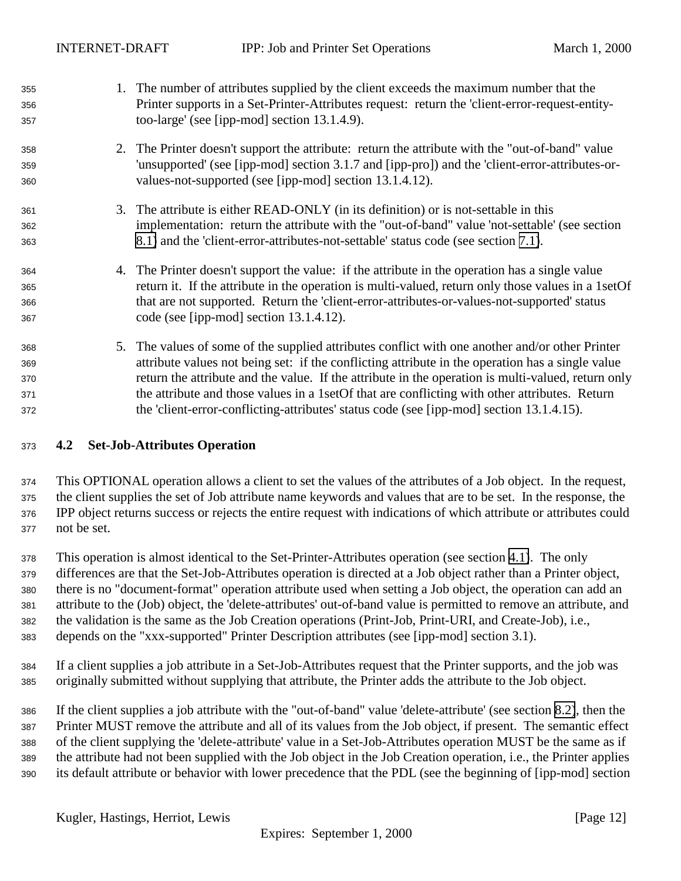1. The number of attributes supplied by the client exceeds the maximum number that the Printer supports in a Set-Printer-Attributes request: return the 'client-error-request-entity-too-large' (see [ipp-mod] section 13.1.4.9).

2. The Printer doesn't support the attribute: return the attribute with the "out-of-band" value 'unsupported' (see [ipp-mod] section 3.1.7 and [ipp-pro]) and the 'client-error-attributes-or-values-not-supported (see [ipp-mod] section 13.1.4.12).

3. The attribute is either READ-ONLY (in its definition) or is not-settable in this implementation: return the attribute with the "out-of-band" value 'not-settable' (see section 8.1) and the 'client-error-attributes-not-settable' status code (see section 7.1).

4. The Printer doesn't support the value: if the attribute in the operation has a single value return it. If the attribute in the operation is multi-valued, return only those values in a 1setOf that are not supported. Return the 'client-error-attributes-or-values-not-supported' status code (see [ipp-mod] section 13.1.4.12).

5. The values of some of the supplied attributes conflict with one another and/or other Printer attribute values not being set: if the conflicting attribute in the operation has a single value return the attribute and the value. If the attribute in the operation is multi-valued, return only the attribute and those values in a 1setOf that are conflicting with other attributes. Return the 'client-error-conflicting-attributes' status code (see [ipp-mod] section 13.1.4.15).

## 4.2 Set-Job-Attributes Operation

This OPTIONAL operation allows a client to set the values of the attributes of a Job object. In the request, the client supplies the set of Job attribute name keywords and values that are to be set. In the response, the IPP object returns success or rejects the entire request with indications of which attribute or attributes could not be set.

This operation is almost identical to the Set-Printer-Attributes operation (see section 4.1). The only differences are that the Set-Job-Attributes operation is directed at a Job object rather than a Printer object, there is no "document-format" operation attribute used when setting a Job object, the operation can add an attribute to the (Job) object, the 'delete-attributes' out-of-band value is permitted to remove an attribute, and the validation is the same as the Job Creation operations (Print-Job, Print-URI, and Create-Job), i.e., depends on the "xxx-supported" Printer Description attributes (see [ipp-mod] section 3.1).

If a client supplies a job attribute in a Set-Job-Attributes request that the Printer supports, and the job was originally submitted without supplying that attribute, the Printer adds the attribute to the Job object.

If the client supplies a job attribute with the "out-of-band" value 'delete-attribute' (see section 8.2), then the Printer MUST remove the attribute and all of its values from the Job object, if present. The semantic effect of the client supplying the 'delete-attribute' value in a Set-Job-Attributes operation MUST be the same as if the attribute had not been supplied with the Job object in the Job Creation operation, i.e., the Printer applies its default attribute or behavior with lower precedence that the PDL (see the beginning of [ipp-mod] section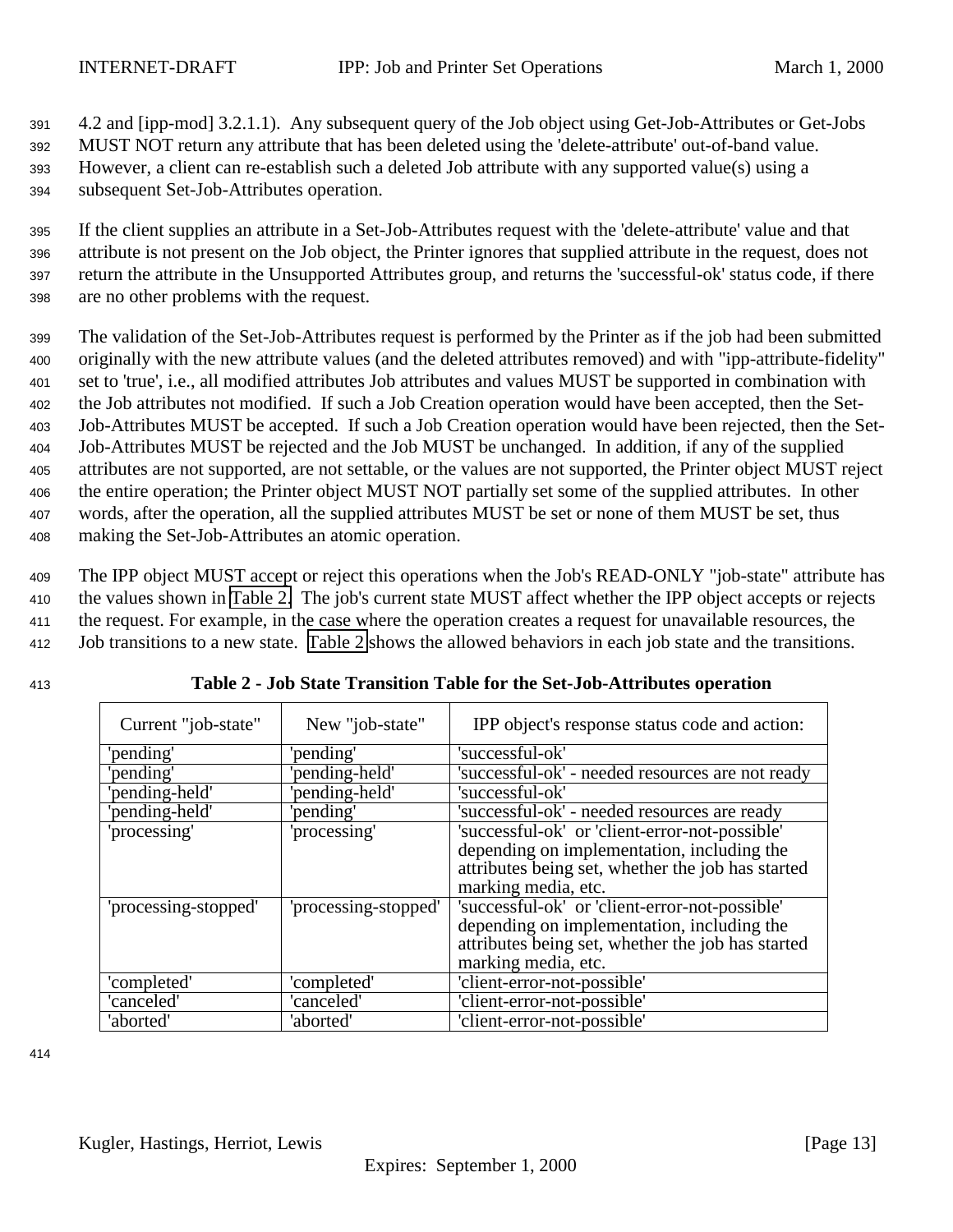4.2 and [ipp-mod] 3.2.1.1). Any subsequent query of the Job object using Get-Job-Attributes or Get-Jobs MUST NOT return any attribute that has been deleted using the 'delete-attribute' out-of-band value. However, a client can re-establish such a deleted Job attribute with any supported value(s) using a subsequent Set-Job-Attributes operation.

If the client supplies an attribute in a Set-Job-Attributes request with the 'delete-attribute' value and that attribute is not present on the Job object, the Printer ignores that supplied attribute in the request, does not return the attribute in the Unsupported Attributes group, and returns the 'successful-ok' status code, if there are no other problems with the request.

The validation of the Set-Job-Attributes request is performed by the Printer as if the job had been submitted originally with the new attribute values (and the deleted attributes removed) and with "ipp-attribute-fidelity" set to 'true', i.e., all modified attributes Job attributes and values MUST be supported in combination with the Job attributes not modified. If such a Job Creation operation would have been accepted, then the Set-Job-Attributes MUST be accepted. If such a Job Creation operation would have been rejected, then the Set-Job-Attributes MUST be rejected and the Job MUST be unchanged. In addition, if any of the supplied attributes are not supported, are not settable, or the values are not supported, the Printer object MUST reject the entire operation; the Printer object MUST NOT partially set some of the supplied attributes. In other words, after the operation, all the supplied attributes MUST be set or none of them MUST be set, thus making the Set-Job-Attributes an atomic operation.

The IPP object MUST accept or reject this operations when the Job's READ-ONLY "job-state" attribute has the values shown in Table 2. The job's current state MUST affect whether the IPP object accepts or rejects the request. For example, in the case where the operation creates a request for unavailable resources, the Job transitions to a new state. Table 2 shows the allowed behaviors in each job state and the transitions.

**Table 2 - Job State Transition Table for the Set-Job-Attributes operation**

| Current "job-state" | New "job-state" | IPP object's response status code and action: |
|---|---|---|
| 'pending' | 'pending' | 'successful-ok' |
| 'pending' | 'pending-held' | 'successful-ok' - needed resources are not ready |
| 'pending-held' | 'pending-held' | 'successful-ok' |
| 'pending-held' | 'pending' | 'successful-ok' - needed resources are ready |
| 'processing' | 'processing' | 'successful-ok' or 'client-error-not-possible' depending on implementation, including the attributes being set, whether the job has started marking media, etc. |
| 'processing-stopped' | 'processing-stopped' | 'successful-ok' or 'client-error-not-possible' depending on implementation, including the attributes being set, whether the job has started marking media, etc. |
| 'completed' | 'completed' | 'client-error-not-possible' |
| 'canceled' | 'canceled' | 'client-error-not-possible' |
| 'aborted' | 'aborted' | 'client-error-not-possible' |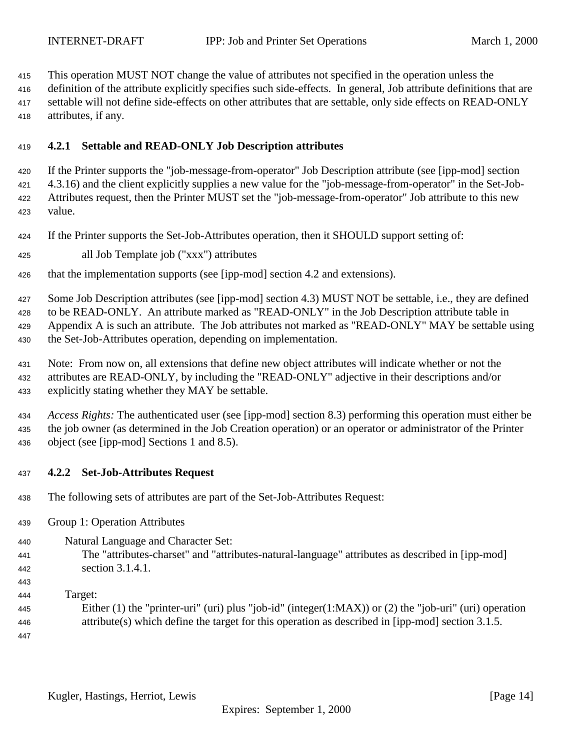This operation MUST NOT change the value of attributes not specified in the operation unless the definition of the attribute explicitly specifies such side-effects. In general, Job attribute definitions that are settable will not define side-effects on other attributes that are settable, only side effects on READ-ONLY attributes, if any.

### 4.2.1 Settable and READ-ONLY Job Description attributes

If the Printer supports the "job-message-from-operator" Job Description attribute (see [ipp-mod] section 4.3.16) and the client explicitly supplies a new value for the "job-message-from-operator" in the Set-Job-Attributes request, then the Printer MUST set the "job-message-from-operator" Job attribute to this new value.

If the Printer supports the Set-Job-Attributes operation, then it SHOULD support setting of:

all Job Template job ("xxx") attributes

that the implementation supports (see [ipp-mod] section 4.2 and extensions).

Some Job Description attributes (see [ipp-mod] section 4.3) MUST NOT be settable, i.e., they are defined to be READ-ONLY. An attribute marked as "READ-ONLY" in the Job Description attribute table in Appendix A is such an attribute. The Job attributes not marked as "READ-ONLY" MAY be settable using the Set-Job-Attributes operation, depending on implementation.

Note: From now on, all extensions that define new object attributes will indicate whether or not the attributes are READ-ONLY, by including the "READ-ONLY" adjective in their descriptions and/or explicitly stating whether they MAY be settable.

*Access Rights:* The authenticated user (see [ipp-mod] section 8.3) performing this operation must either be the job owner (as determined in the Job Creation operation) or an operator or administrator of the Printer object (see [ipp-mod] Sections 1 and 8.5).

### 4.2.2 Set-Job-Attributes Request

The following sets of attributes are part of the Set-Job-Attributes Request:

Group 1: Operation Attributes

Natural Language and Character Set:
The "attributes-charset" and "attributes-natural-language" attributes as described in [ipp-mod] section 3.1.4.1.

Target:
Either (1) the "printer-uri" (uri) plus "job-id" (integer(1:MAX)) or (2) the "job-uri" (uri) operation attribute(s) which define the target for this operation as described in [ipp-mod] section 3.1.5.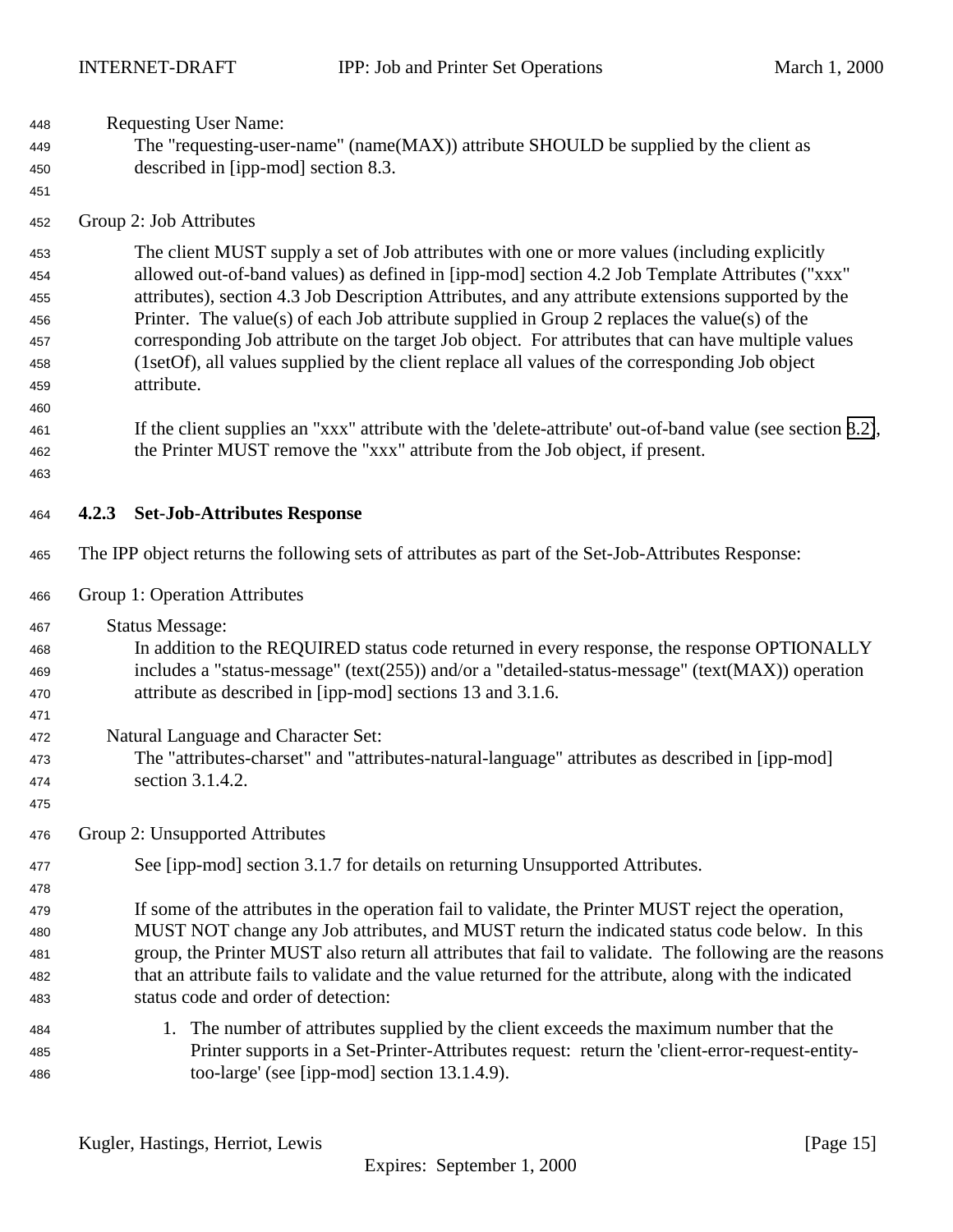Requesting User Name:

The "requesting-user-name" (name(MAX)) attribute SHOULD be supplied by the client as described in [ipp-mod] section 8.3.

Group 2: Job Attributes

The client MUST supply a set of Job attributes with one or more values (including explicitly allowed out-of-band values) as defined in [ipp-mod] section 4.2 Job Template Attributes ("xxx" attributes), section 4.3 Job Description Attributes, and any attribute extensions supported by the Printer. The value(s) of each Job attribute supplied in Group 2 replaces the value(s) of the corresponding Job attribute on the target Job object. For attributes that can have multiple values (1setOf), all values supplied by the client replace all values of the corresponding Job object attribute.

If the client supplies an "xxx" attribute with the 'delete-attribute' out-of-band value (see section 8.2), the Printer MUST remove the "xxx" attribute from the Job object, if present.

### 4.2.3 Set-Job-Attributes Response

The IPP object returns the following sets of attributes as part of the Set-Job-Attributes Response:

Group 1: Operation Attributes

Status Message:

In addition to the REQUIRED status code returned in every response, the response OPTIONALLY includes a "status-message" (text(255)) and/or a "detailed-status-message" (text(MAX)) operation attribute as described in [ipp-mod] sections 13 and 3.1.6.

Natural Language and Character Set:

The "attributes-charset" and "attributes-natural-language" attributes as described in [ipp-mod] section 3.1.4.2.

Group 2: Unsupported Attributes

See [ipp-mod] section 3.1.7 for details on returning Unsupported Attributes.

If some of the attributes in the operation fail to validate, the Printer MUST reject the operation, MUST NOT change any Job attributes, and MUST return the indicated status code below. In this group, the Printer MUST also return all attributes that fail to validate. The following are the reasons that an attribute fails to validate and the value returned for the attribute, along with the indicated status code and order of detection:

1. The number of attributes supplied by the client exceeds the maximum number that the Printer supports in a Set-Printer-Attributes request: return the 'client-error-request-entity-too-large' (see [ipp-mod] section 13.1.4.9).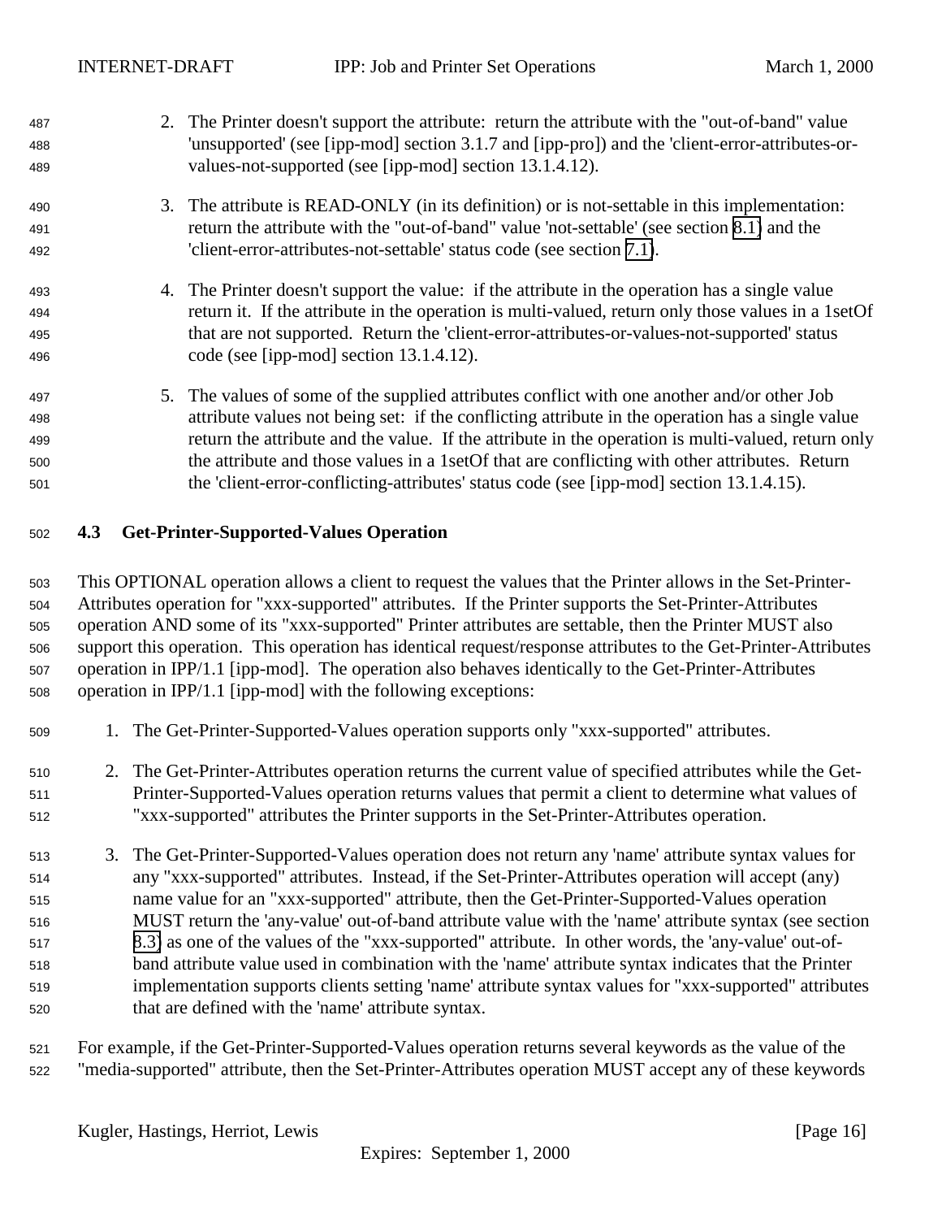2. The Printer doesn't support the attribute: return the attribute with the "out-of-band" value 'unsupported' (see [ipp-mod] section 3.1.7 and [ipp-pro]) and the 'client-error-attributes-or-values-not-supported (see [ipp-mod] section 13.1.4.12).

3. The attribute is READ-ONLY (in its definition) or is not-settable in this implementation: return the attribute with the "out-of-band" value 'not-settable' (see section 8.1) and the 'client-error-attributes-not-settable' status code (see section 7.1).

4. The Printer doesn't support the value: if the attribute in the operation has a single value return it. If the attribute in the operation is multi-valued, return only those values in a 1setOf that are not supported. Return the 'client-error-attributes-or-values-not-supported' status code (see [ipp-mod] section 13.1.4.12).

5. The values of some of the supplied attributes conflict with one another and/or other Job attribute values not being set: if the conflicting attribute in the operation has a single value return the attribute and the value. If the attribute in the operation is multi-valued, return only the attribute and those values in a 1setOf that are conflicting with other attributes. Return the 'client-error-conflicting-attributes' status code (see [ipp-mod] section 13.1.4.15).

### 4.3 Get-Printer-Supported-Values Operation

This OPTIONAL operation allows a client to request the values that the Printer allows in the Set-Printer-Attributes operation for "xxx-supported" attributes. If the Printer supports the Set-Printer-Attributes operation AND some of its "xxx-supported" Printer attributes are settable, then the Printer MUST also support this operation. This operation has identical request/response attributes to the Get-Printer-Attributes operation in IPP/1.1 [ipp-mod]. The operation also behaves identically to the Get-Printer-Attributes operation in IPP/1.1 [ipp-mod] with the following exceptions:

1. The Get-Printer-Supported-Values operation supports only "xxx-supported" attributes.

2. The Get-Printer-Attributes operation returns the current value of specified attributes while the Get-Printer-Supported-Values operation returns values that permit a client to determine what values of "xxx-supported" attributes the Printer supports in the Set-Printer-Attributes operation.

3. The Get-Printer-Supported-Values operation does not return any 'name' attribute syntax values for any "xxx-supported" attributes. Instead, if the Set-Printer-Attributes operation will accept (any) name value for an "xxx-supported" attribute, then the Get-Printer-Supported-Values operation MUST return the 'any-value' out-of-band attribute value with the 'name' attribute syntax (see section 8.3) as one of the values of the "xxx-supported" attribute. In other words, the 'any-value' out-of-band attribute value used in combination with the 'name' attribute syntax indicates that the Printer implementation supports clients setting 'name' attribute syntax values for "xxx-supported" attributes that are defined with the 'name' attribute syntax.

For example, if the Get-Printer-Supported-Values operation returns several keywords as the value of the "media-supported" attribute, then the Set-Printer-Attributes operation MUST accept any of these keywords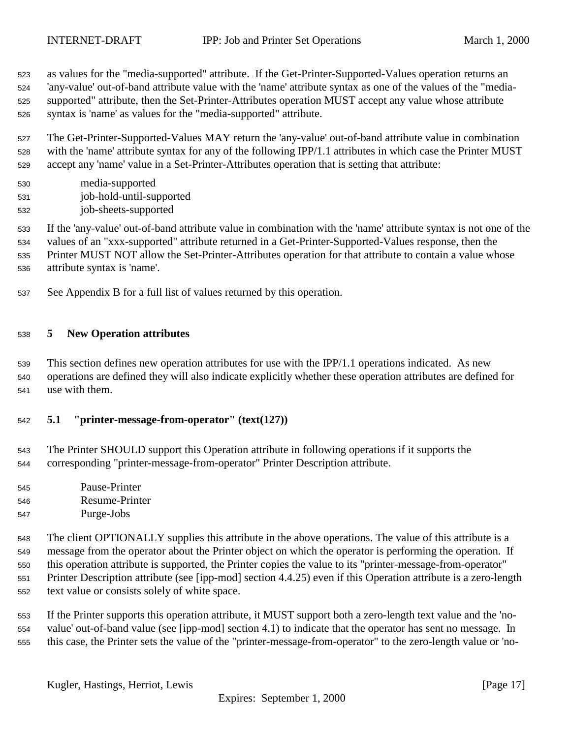as values for the "media-supported" attribute. If the Get-Printer-Supported-Values operation returns an 'any-value' out-of-band attribute value with the 'name' attribute syntax as one of the values of the "media-supported" attribute, then the Set-Printer-Attributes operation MUST accept any value whose attribute syntax is 'name' as values for the "media-supported" attribute.

The Get-Printer-Supported-Values MAY return the 'any-value' out-of-band attribute value in combination with the 'name' attribute syntax for any of the following IPP/1.1 attributes in which case the Printer MUST accept any 'name' value in a Set-Printer-Attributes operation that is setting that attribute:

media-supported
job-hold-until-supported
job-sheets-supported

If the 'any-value' out-of-band attribute value in combination with the 'name' attribute syntax is not one of the values of an "xxx-supported" attribute returned in a Get-Printer-Supported-Values response, then the Printer MUST NOT allow the Set-Printer-Attributes operation for that attribute to contain a value whose attribute syntax is 'name'.

See Appendix B for a full list of values returned by this operation.

# 5 New Operation attributes

This section defines new operation attributes for use with the IPP/1.1 operations indicated. As new operations are defined they will also indicate explicitly whether these operation attributes are defined for use with them.

## 5.1 "printer-message-from-operator" (text(127))

The Printer SHOULD support this Operation attribute in following operations if it supports the corresponding "printer-message-from-operator" Printer Description attribute.

Pause-Printer
Resume-Printer
Purge-Jobs

The client OPTIONALLY supplies this attribute in the above operations. The value of this attribute is a message from the operator about the Printer object on which the operator is performing the operation. If this operation attribute is supported, the Printer copies the value to its "printer-message-from-operator" Printer Description attribute (see [ipp-mod] section 4.4.25) even if this Operation attribute is a zero-length text value or consists solely of white space.

If the Printer supports this operation attribute, it MUST support both a zero-length text value and the 'no-value' out-of-band value (see [ipp-mod] section 4.1) to indicate that the operator has sent no message. In this case, the Printer sets the value of the "printer-message-from-operator" to the zero-length value or 'no-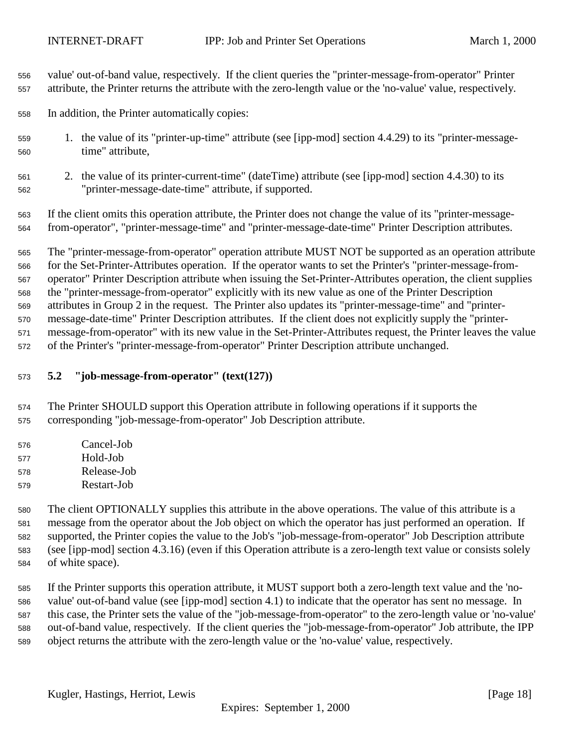value' out-of-band value, respectively. If the client queries the "printer-message-from-operator" Printer attribute, the Printer returns the attribute with the zero-length value or the 'no-value' value, respectively.

In addition, the Printer automatically copies:

1. the value of its "printer-up-time" attribute (see [ipp-mod] section 4.4.29) to its "printer-message-time" attribute,
2. the value of its printer-current-time" (dateTime) attribute (see [ipp-mod] section 4.4.30) to its "printer-message-date-time" attribute, if supported.

If the client omits this operation attribute, the Printer does not change the value of its "printer-message-from-operator", "printer-message-time" and "printer-message-date-time" Printer Description attributes.

The "printer-message-from-operator" operation attribute MUST NOT be supported as an operation attribute for the Set-Printer-Attributes operation. If the operator wants to set the Printer's "printer-message-from-operator" Printer Description attribute when issuing the Set-Printer-Attributes operation, the client supplies the "printer-message-from-operator" explicitly with its new value as one of the Printer Description attributes in Group 2 in the request. The Printer also updates its "printer-message-time" and "printer-message-date-time" Printer Description attributes. If the client does not explicitly supply the "printer-message-from-operator" with its new value in the Set-Printer-Attributes request, the Printer leaves the value of the Printer's "printer-message-from-operator" Printer Description attribute unchanged.

## 5.2 "job-message-from-operator" (text(127))

The Printer SHOULD support this Operation attribute in following operations if it supports the corresponding "job-message-from-operator" Job Description attribute.

Cancel-Job
Hold-Job
Release-Job
Restart-Job

The client OPTIONALLY supplies this attribute in the above operations. The value of this attribute is a message from the operator about the Job object on which the operator has just performed an operation. If supported, the Printer copies the value to the Job's "job-message-from-operator" Job Description attribute (see [ipp-mod] section 4.3.16) (even if this Operation attribute is a zero-length text value or consists solely of white space).

If the Printer supports this operation attribute, it MUST support both a zero-length text value and the 'no-value' out-of-band value (see [ipp-mod] section 4.1) to indicate that the operator has sent no message. In this case, the Printer sets the value of the "job-message-from-operator" to the zero-length value or 'no-value' out-of-band value, respectively. If the client queries the "job-message-from-operator" Job attribute, the IPP object returns the attribute with the zero-length value or the 'no-value' value, respectively.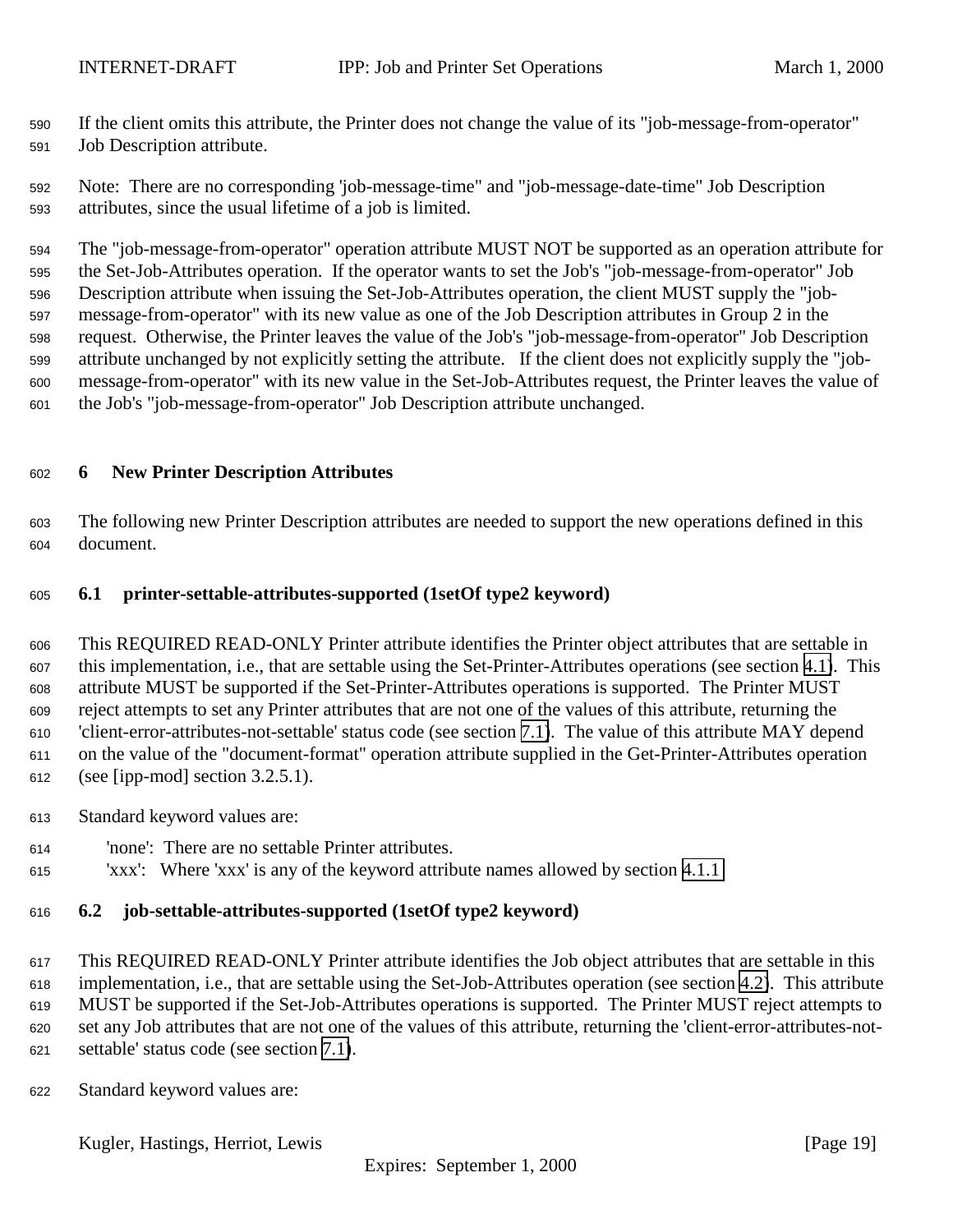If the client omits this attribute, the Printer does not change the value of its "job-message-from-operator" Job Description attribute.

Note: There are no corresponding 'job-message-time" and "job-message-date-time" Job Description attributes, since the usual lifetime of a job is limited.

The "job-message-from-operator" operation attribute MUST NOT be supported as an operation attribute for the Set-Job-Attributes operation. If the operator wants to set the Job's "job-message-from-operator" Job Description attribute when issuing the Set-Job-Attributes operation, the client MUST supply the "job-message-from-operator" with its new value as one of the Job Description attributes in Group 2 in the request. Otherwise, the Printer leaves the value of the Job's "job-message-from-operator" Job Description attribute unchanged by not explicitly setting the attribute. If the client does not explicitly supply the "job-message-from-operator" with its new value in the Set-Job-Attributes request, the Printer leaves the value of the Job's "job-message-from-operator" Job Description attribute unchanged.

# 6 New Printer Description Attributes

The following new Printer Description attributes are needed to support the new operations defined in this document.

## 6.1 printer-settable-attributes-supported (1setOf type2 keyword)

This REQUIRED READ-ONLY Printer attribute identifies the Printer object attributes that are settable in this implementation, i.e., that are settable using the Set-Printer-Attributes operations (see section 4.1). This attribute MUST be supported if the Set-Printer-Attributes operations is supported. The Printer MUST reject attempts to set any Printer attributes that are not one of the values of this attribute, returning the 'client-error-attributes-not-settable' status code (see section 7.1). The value of this attribute MAY depend on the value of the "document-format" operation attribute supplied in the Get-Printer-Attributes operation (see [ipp-mod] section 3.2.5.1).

Standard keyword values are:

'none': There are no settable Printer attributes.
'xxx': Where 'xxx' is any of the keyword attribute names allowed by section 4.1.1

## 6.2 job-settable-attributes-supported (1setOf type2 keyword)

This REQUIRED READ-ONLY Printer attribute identifies the Job object attributes that are settable in this implementation, i.e., that are settable using the Set-Job-Attributes operation (see section 4.2). This attribute MUST be supported if the Set-Job-Attributes operations is supported. The Printer MUST reject attempts to set any Job attributes that are not one of the values of this attribute, returning the 'client-error-attributes-not-settable' status code (see section 7.1).

Standard keyword values are: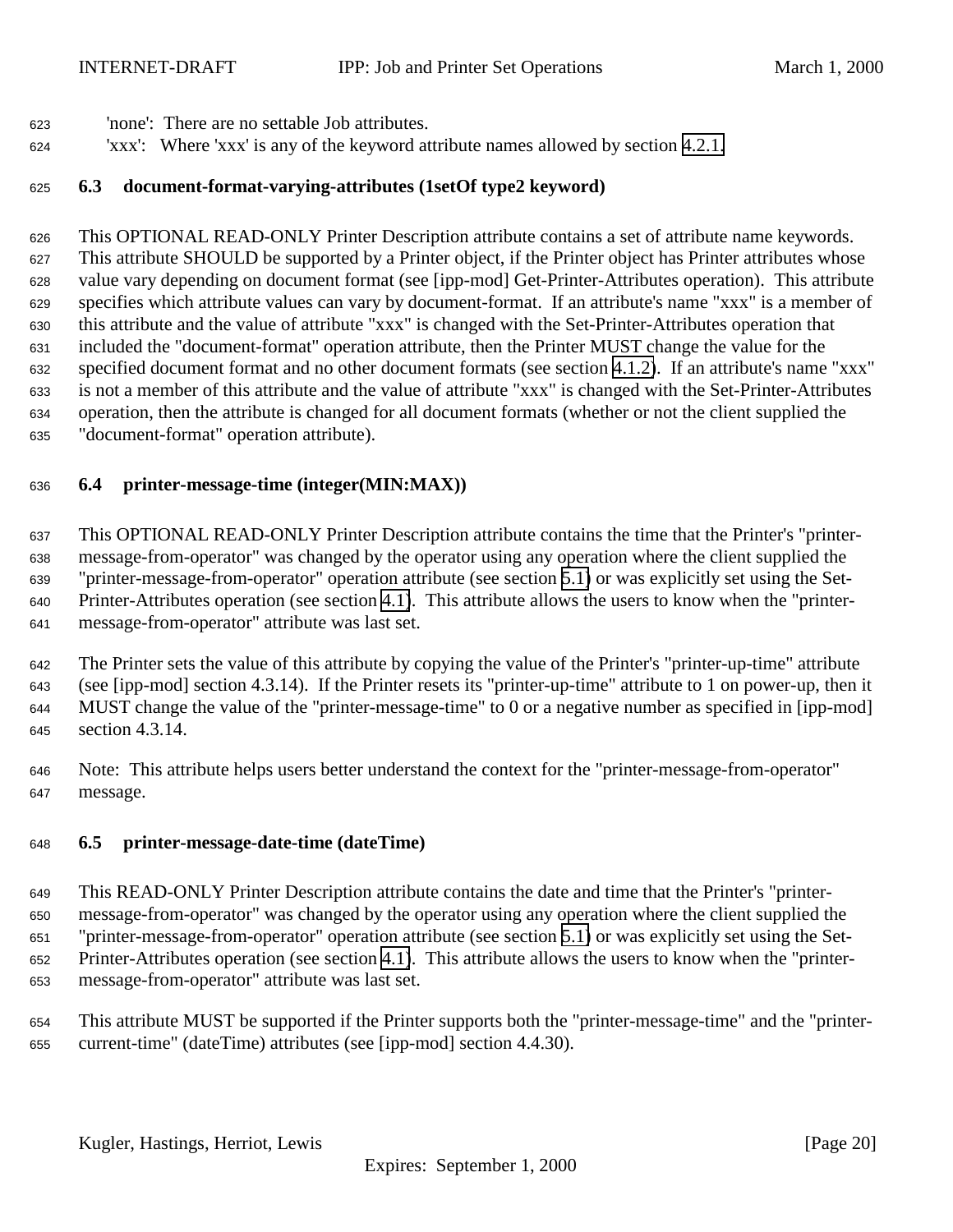'none': There are no settable Job attributes.
'xxx': Where 'xxx' is any of the keyword attribute names allowed by section 4.2.1.

### 6.3 document-format-varying-attributes (1setOf type2 keyword)

This OPTIONAL READ-ONLY Printer Description attribute contains a set of attribute name keywords. This attribute SHOULD be supported by a Printer object, if the Printer object has Printer attributes whose value vary depending on document format (see [ipp-mod] Get-Printer-Attributes operation). This attribute specifies which attribute values can vary by document-format. If an attribute's name "xxx" is a member of this attribute and the value of attribute "xxx" is changed with the Set-Printer-Attributes operation that included the "document-format" operation attribute, then the Printer MUST change the value for the specified document format and no other document formats (see section 4.1.2). If an attribute's name "xxx" is not a member of this attribute and the value of attribute "xxx" is changed with the Set-Printer-Attributes operation, then the attribute is changed for all document formats (whether or not the client supplied the "document-format" operation attribute).

### 6.4 printer-message-time (integer(MIN:MAX))

This OPTIONAL READ-ONLY Printer Description attribute contains the time that the Printer's "printer-message-from-operator" was changed by the operator using any operation where the client supplied the "printer-message-from-operator" operation attribute (see section 5.1) or was explicitly set using the Set-Printer-Attributes operation (see section 4.1). This attribute allows the users to know when the "printer-message-from-operator" attribute was last set.

The Printer sets the value of this attribute by copying the value of the Printer's "printer-up-time" attribute (see [ipp-mod] section 4.3.14). If the Printer resets its "printer-up-time" attribute to 1 on power-up, then it MUST change the value of the "printer-message-time" to 0 or a negative number as specified in [ipp-mod] section 4.3.14.

Note: This attribute helps users better understand the context for the "printer-message-from-operator" message.

### 6.5 printer-message-date-time (dateTime)

This READ-ONLY Printer Description attribute contains the date and time that the Printer's "printer-message-from-operator" was changed by the operator using any operation where the client supplied the "printer-message-from-operator" operation attribute (see section 5.1) or was explicitly set using the Set-Printer-Attributes operation (see section 4.1). This attribute allows the users to know when the "printer-message-from-operator" attribute was last set.

This attribute MUST be supported if the Printer supports both the "printer-message-time" and the "printer-current-time" (dateTime) attributes (see [ipp-mod] section 4.4.30).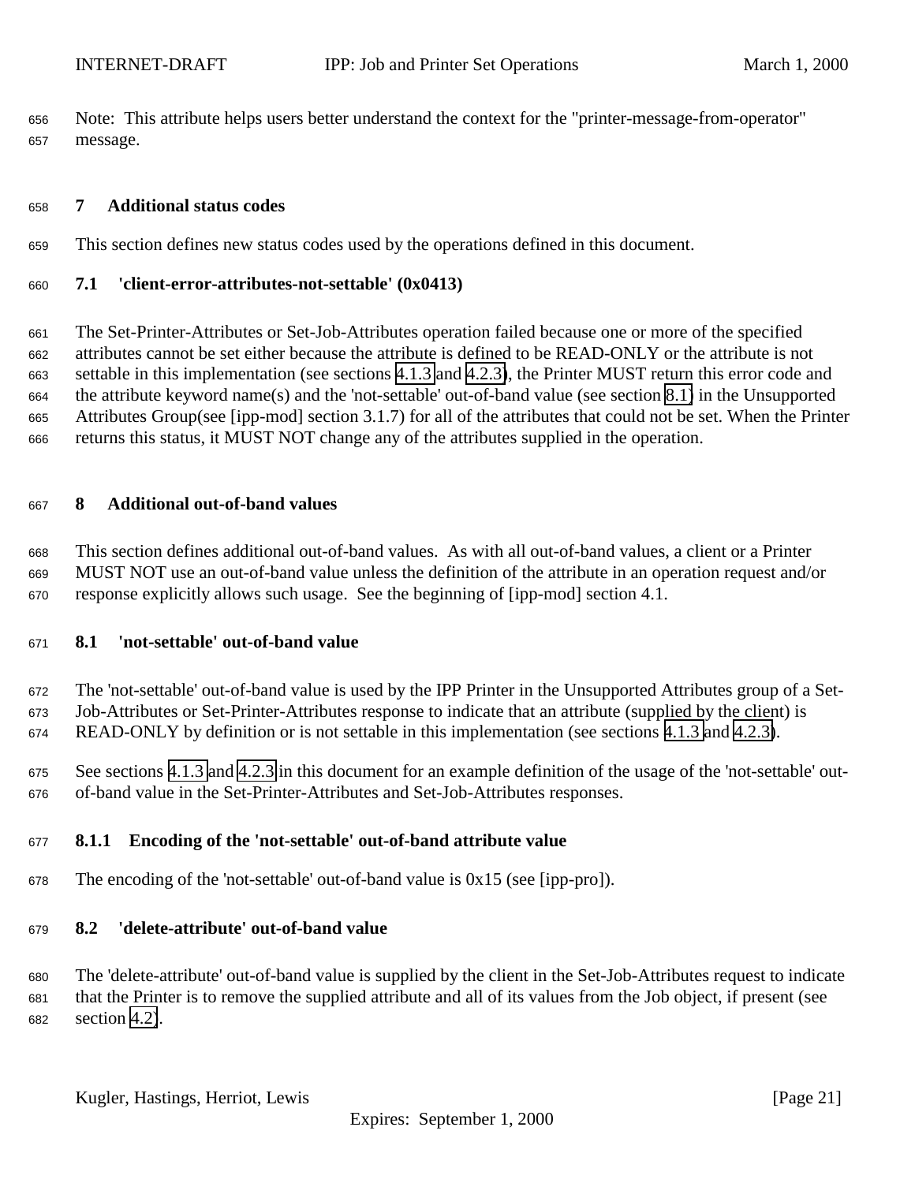Note: This attribute helps users better understand the context for the "printer-message-from-operator" message.

# 7 Additional status codes

This section defines new status codes used by the operations defined in this document.

## 7.1 'client-error-attributes-not-settable' (0x0413)

The Set-Printer-Attributes or Set-Job-Attributes operation failed because one or more of the specified attributes cannot be set either because the attribute is defined to be READ-ONLY or the attribute is not settable in this implementation (see sections 4.1.3 and 4.2.3), the Printer MUST return this error code and the attribute keyword name(s) and the 'not-settable' out-of-band value (see section 8.1) in the Unsupported Attributes Group(see [ipp-mod] section 3.1.7) for all of the attributes that could not be set. When the Printer returns this status, it MUST NOT change any of the attributes supplied in the operation.

# 8 Additional out-of-band values

This section defines additional out-of-band values. As with all out-of-band values, a client or a Printer MUST NOT use an out-of-band value unless the definition of the attribute in an operation request and/or response explicitly allows such usage. See the beginning of [ipp-mod] section 4.1.

## 8.1 'not-settable' out-of-band value

The 'not-settable' out-of-band value is used by the IPP Printer in the Unsupported Attributes group of a Set-Job-Attributes or Set-Printer-Attributes response to indicate that an attribute (supplied by the client) is READ-ONLY by definition or is not settable in this implementation (see sections 4.1.3 and 4.2.3).

See sections 4.1.3 and 4.2.3 in this document for an example definition of the usage of the 'not-settable' out-of-band value in the Set-Printer-Attributes and Set-Job-Attributes responses.

### 8.1.1 Encoding of the 'not-settable' out-of-band attribute value

The encoding of the 'not-settable' out-of-band value is 0x15 (see [ipp-pro]).

## 8.2 'delete-attribute' out-of-band value

The 'delete-attribute' out-of-band value is supplied by the client in the Set-Job-Attributes request to indicate that the Printer is to remove the supplied attribute and all of its values from the Job object, if present (see section 4.2).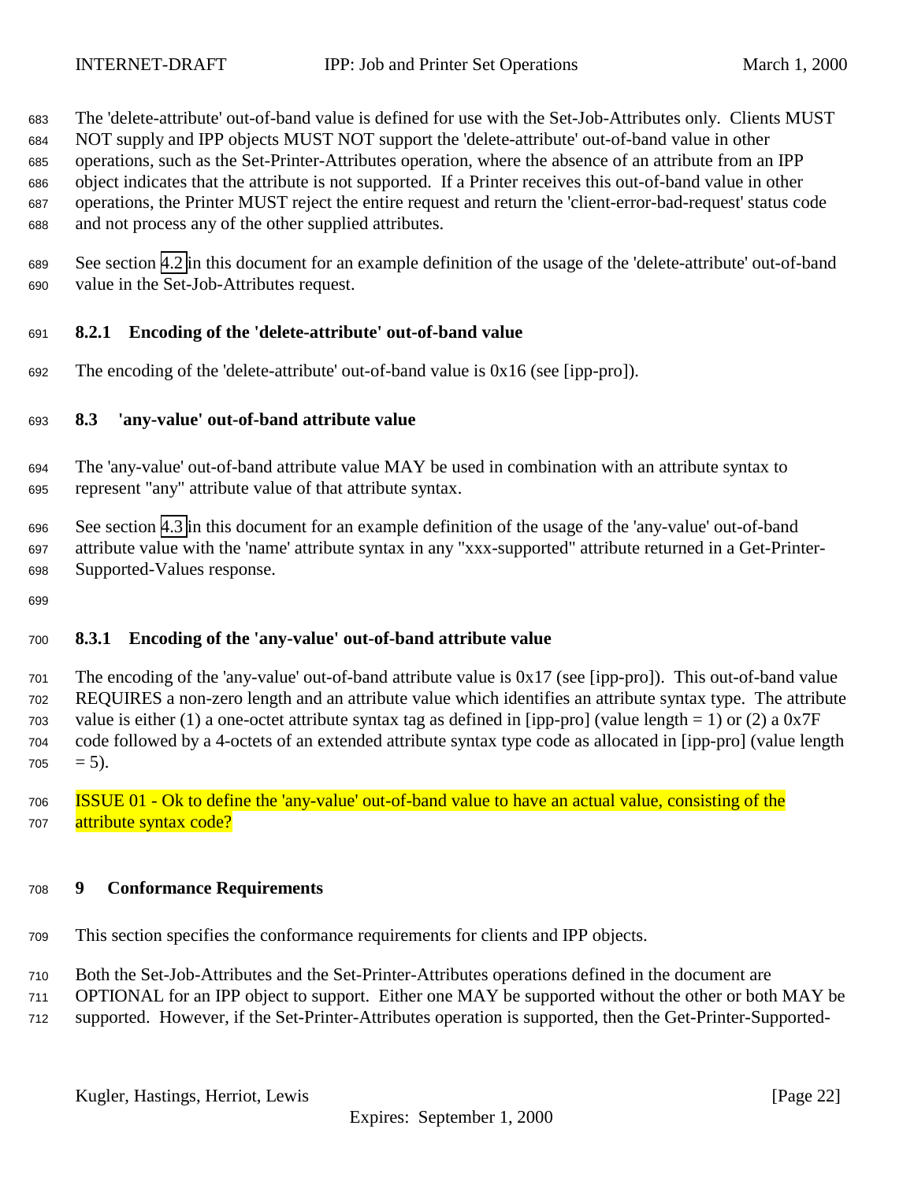The 'delete-attribute' out-of-band value is defined for use with the Set-Job-Attributes only. Clients MUST NOT supply and IPP objects MUST NOT support the 'delete-attribute' out-of-band value in other operations, such as the Set-Printer-Attributes operation, where the absence of an attribute from an IPP object indicates that the attribute is not supported. If a Printer receives this out-of-band value in other operations, the Printer MUST reject the entire request and return the 'client-error-bad-request' status code and not process any of the other supplied attributes.

See section 4.2 in this document for an example definition of the usage of the 'delete-attribute' out-of-band value in the Set-Job-Attributes request.

### 8.2.1 Encoding of the 'delete-attribute' out-of-band value

The encoding of the 'delete-attribute' out-of-band value is 0x16 (see [ipp-pro]).

## 8.3 'any-value' out-of-band attribute value

The 'any-value' out-of-band attribute value MAY be used in combination with an attribute syntax to represent "any" attribute value of that attribute syntax.

See section 4.3 in this document for an example definition of the usage of the 'any-value' out-of-band attribute value with the 'name' attribute syntax in any "xxx-supported" attribute returned in a Get-Printer-Supported-Values response.

### 8.3.1 Encoding of the 'any-value' out-of-band attribute value

The encoding of the 'any-value' out-of-band attribute value is 0x17 (see [ipp-pro]). This out-of-band value REQUIRES a non-zero length and an attribute value which identifies an attribute syntax type. The attribute value is either (1) a one-octet attribute syntax tag as defined in [ipp-pro] (value length = 1) or (2) a 0x7F code followed by a 4-octets of an extended attribute syntax type code as allocated in [ipp-pro] (value length = 5).

ISSUE 01 - Ok to define the 'any-value' out-of-band value to have an actual value, consisting of the attribute syntax code?

# 9 Conformance Requirements

This section specifies the conformance requirements for clients and IPP objects.

Both the Set-Job-Attributes and the Set-Printer-Attributes operations defined in the document are OPTIONAL for an IPP object to support. Either one MAY be supported without the other or both MAY be supported. However, if the Set-Printer-Attributes operation is supported, then the Get-Printer-Supported-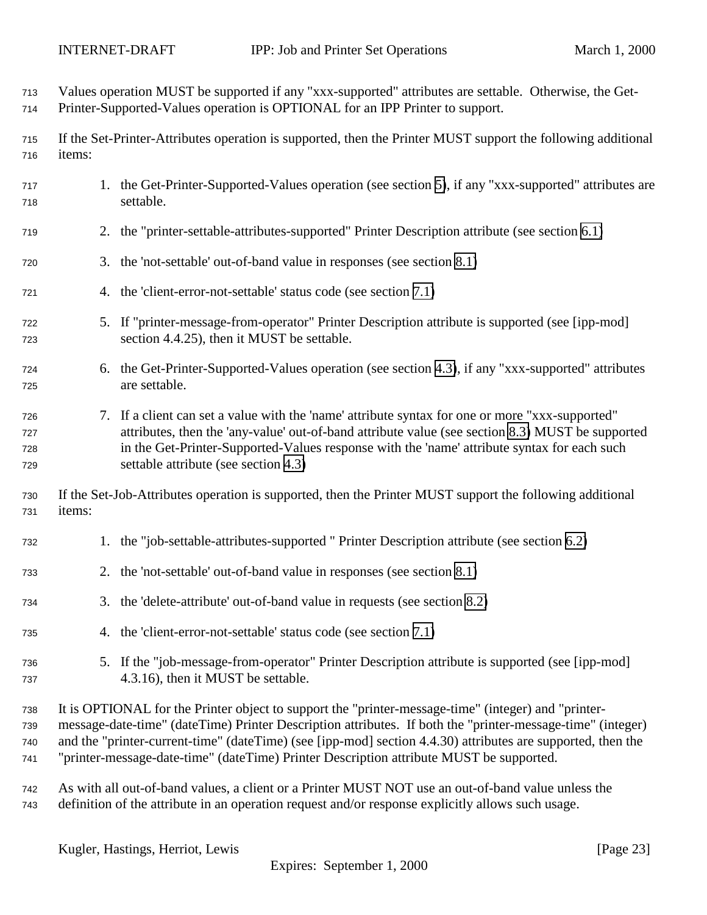Values operation MUST be supported if any "xxx-supported" attributes are settable. Otherwise, the Get-Printer-Supported-Values operation is OPTIONAL for an IPP Printer to support.

If the Set-Printer-Attributes operation is supported, then the Printer MUST support the following additional items:

1. the Get-Printer-Supported-Values operation (see section 5), if any "xxx-supported" attributes are settable.
2. the "printer-settable-attributes-supported" Printer Description attribute (see section 6.1)
3. the 'not-settable' out-of-band value in responses (see section 8.1)
4. the 'client-error-not-settable' status code (see section 7.1)
5. If "printer-message-from-operator" Printer Description attribute is supported (see [ipp-mod] section 4.4.25), then it MUST be settable.
6. the Get-Printer-Supported-Values operation (see section 4.3), if any "xxx-supported" attributes are settable.
7. If a client can set a value with the 'name' attribute syntax for one or more "xxx-supported" attributes, then the 'any-value' out-of-band attribute value (see section 8.3) MUST be supported in the Get-Printer-Supported-Values response with the 'name' attribute syntax for each such settable attribute (see section 4.3)

If the Set-Job-Attributes operation is supported, then the Printer MUST support the following additional items:

1. the "job-settable-attributes-supported " Printer Description attribute (see section 6.2)
2. the 'not-settable' out-of-band value in responses (see section 8.1)
3. the 'delete-attribute' out-of-band value in requests (see section 8.2)
4. the 'client-error-not-settable' status code (see section 7.1)
5. If the "job-message-from-operator" Printer Description attribute is supported (see [ipp-mod] 4.3.16), then it MUST be settable.

It is OPTIONAL for the Printer object to support the "printer-message-time" (integer) and "printer-message-date-time" (dateTime) Printer Description attributes. If both the "printer-message-time" (integer) and the "printer-current-time" (dateTime) (see [ipp-mod] section 4.4.30) attributes are supported, then the "printer-message-date-time" (dateTime) Printer Description attribute MUST be supported.

As with all out-of-band values, a client or a Printer MUST NOT use an out-of-band value unless the definition of the attribute in an operation request and/or response explicitly allows such usage.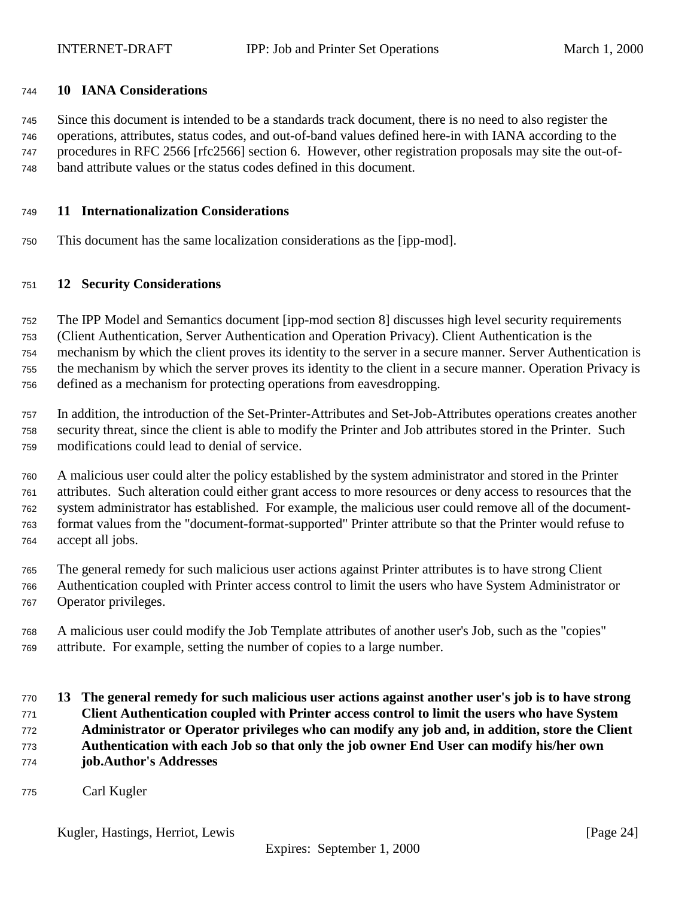## 10 IANA Considerations

Since this document is intended to be a standards track document, there is no need to also register the operations, attributes, status codes, and out-of-band values defined here-in with IANA according to the procedures in RFC 2566 [rfc2566] section 6. However, other registration proposals may site the out-of-band attribute values or the status codes defined in this document.

## 11 Internationalization Considerations

This document has the same localization considerations as the [ipp-mod].

## 12 Security Considerations

The IPP Model and Semantics document [ipp-mod section 8] discusses high level security requirements (Client Authentication, Server Authentication and Operation Privacy). Client Authentication is the mechanism by which the client proves its identity to the server in a secure manner. Server Authentication is the mechanism by which the server proves its identity to the client in a secure manner. Operation Privacy is defined as a mechanism for protecting operations from eavesdropping.

In addition, the introduction of the Set-Printer-Attributes and Set-Job-Attributes operations creates another security threat, since the client is able to modify the Printer and Job attributes stored in the Printer. Such modifications could lead to denial of service.

A malicious user could alter the policy established by the system administrator and stored in the Printer attributes. Such alteration could either grant access to more resources or deny access to resources that the system administrator has established. For example, the malicious user could remove all of the document-format values from the "document-format-supported" Printer attribute so that the Printer would refuse to accept all jobs.

The general remedy for such malicious user actions against Printer attributes is to have strong Client Authentication coupled with Printer access control to limit the users who have System Administrator or Operator privileges.

A malicious user could modify the Job Template attributes of another user's Job, such as the "copies" attribute. For example, setting the number of copies to a large number.

## 13 The general remedy for such malicious user actions against another user's job is to have strong Client Authentication coupled with Printer access control to limit the users who have System Administrator or Operator privileges who can modify any job and, in addition, store the Client Authentication with each Job so that only the job owner End User can modify his/her own job.Author's Addresses

Carl Kugler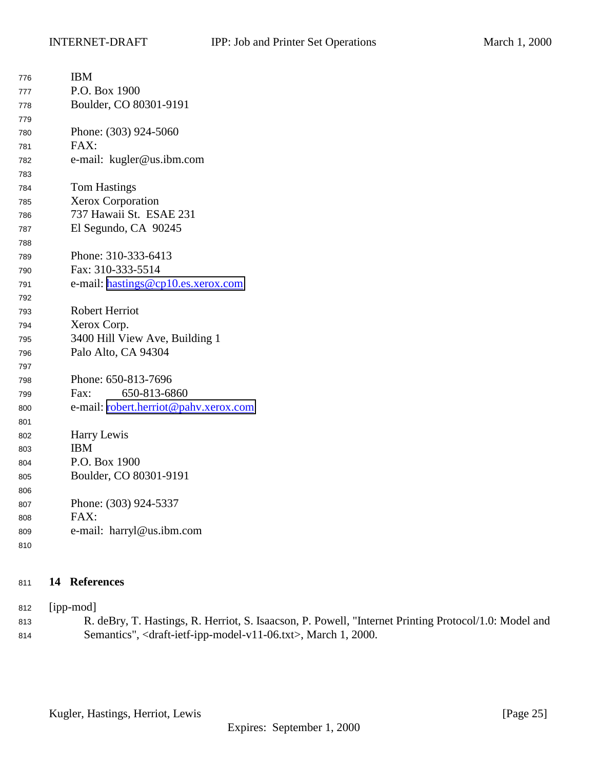IBM
P.O. Box 1900
Boulder, CO 80301-9191

Phone: (303) 924-5060
FAX:
e-mail:  kugler@us.ibm.com

Tom Hastings
Xerox Corporation
737 Hawaii St.  ESAE 231
El Segundo, CA  90245

Phone: 310-333-6413
Fax: 310-333-5514
e-mail: hastings@cp10.es.xerox.com

Robert Herriot
Xerox Corp.
3400 Hill View Ave, Building 1
Palo Alto, CA 94304

Phone: 650-813-7696
Fax:    650-813-6860
e-mail: robert.herriot@pahv.xerox.com

Harry Lewis
IBM
P.O. Box 1900
Boulder, CO 80301-9191

Phone: (303) 924-5337
FAX:
e-mail:  harryl@us.ibm.com

## 14 References

[ipp-mod]
R. deBry, T. Hastings, R. Herriot, S. Isaacson, P. Powell, "Internet Printing Protocol/1.0: Model and Semantics", <draft-ietf-ipp-model-v11-06.txt>, March 1, 2000.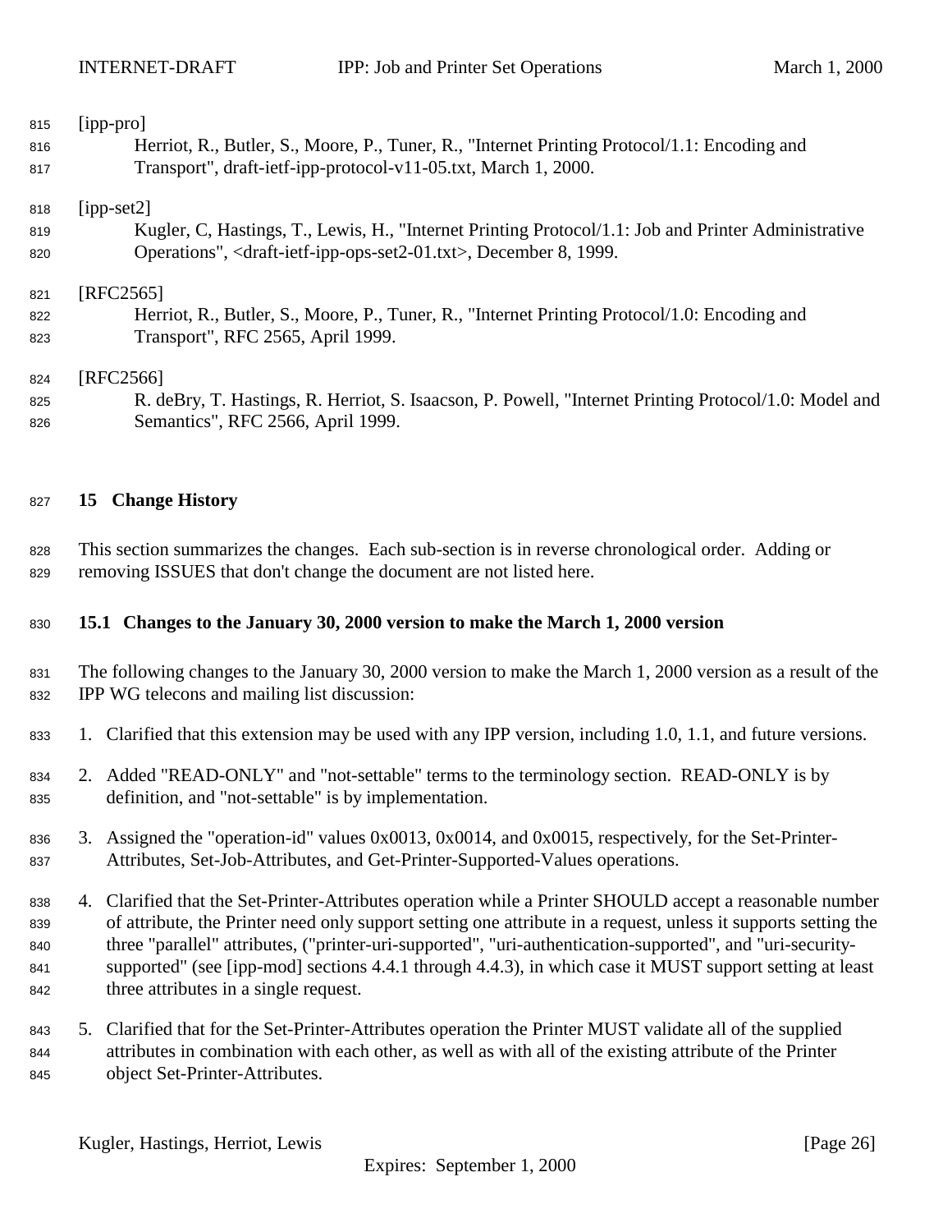[ipp-pro]

Herriot, R., Butler, S., Moore, P., Tuner, R., "Internet Printing Protocol/1.1: Encoding and Transport", draft-ietf-ipp-protocol-v11-05.txt, March 1, 2000.

[ipp-set2]

Kugler, C, Hastings, T., Lewis, H., "Internet Printing Protocol/1.1: Job and Printer Administrative Operations", <draft-ietf-ipp-ops-set2-01.txt>, December 8, 1999.

[RFC2565]

Herriot, R., Butler, S., Moore, P., Tuner, R., "Internet Printing Protocol/1.0: Encoding and Transport", RFC 2565, April 1999.

[RFC2566]

R. deBry, T. Hastings, R. Herriot, S. Isaacson, P. Powell, "Internet Printing Protocol/1.0: Model and Semantics", RFC 2566, April 1999.

## 15 Change History

This section summarizes the changes. Each sub-section is in reverse chronological order. Adding or removing ISSUES that don't change the document are not listed here.

### 15.1 Changes to the January 30, 2000 version to make the March 1, 2000 version

The following changes to the January 30, 2000 version to make the March 1, 2000 version as a result of the IPP WG telecons and mailing list discussion:

1. Clarified that this extension may be used with any IPP version, including 1.0, 1.1, and future versions.
2. Added "READ-ONLY" and "not-settable" terms to the terminology section. READ-ONLY is by definition, and "not-settable" is by implementation.
3. Assigned the "operation-id" values 0x0013, 0x0014, and 0x0015, respectively, for the Set-Printer-Attributes, Set-Job-Attributes, and Get-Printer-Supported-Values operations.
4. Clarified that the Set-Printer-Attributes operation while a Printer SHOULD accept a reasonable number of attribute, the Printer need only support setting one attribute in a request, unless it supports setting the three "parallel" attributes, ("printer-uri-supported", "uri-authentication-supported", and "uri-security-supported" (see [ipp-mod] sections 4.4.1 through 4.4.3), in which case it MUST support setting at least three attributes in a single request.
5. Clarified that for the Set-Printer-Attributes operation the Printer MUST validate all of the supplied attributes in combination with each other, as well as with all of the existing attribute of the Printer object Set-Printer-Attributes.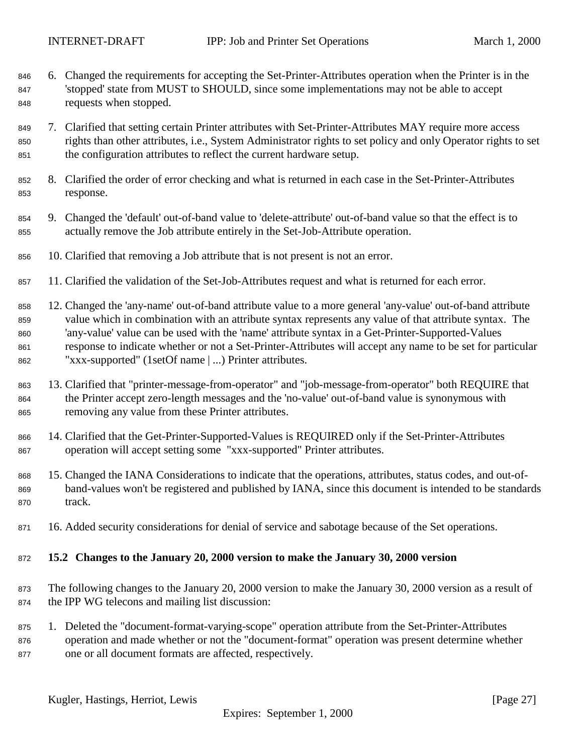6. Changed the requirements for accepting the Set-Printer-Attributes operation when the Printer is in the 'stopped' state from MUST to SHOULD, since some implementations may not be able to accept requests when stopped.

7. Clarified that setting certain Printer attributes with Set-Printer-Attributes MAY require more access rights than other attributes, i.e., System Administrator rights to set policy and only Operator rights to set the configuration attributes to reflect the current hardware setup.

8. Clarified the order of error checking and what is returned in each case in the Set-Printer-Attributes response.

9. Changed the 'default' out-of-band value to 'delete-attribute' out-of-band value so that the effect is to actually remove the Job attribute entirely in the Set-Job-Attribute operation.

10. Clarified that removing a Job attribute that is not present is not an error.

11. Clarified the validation of the Set-Job-Attributes request and what is returned for each error.

12. Changed the 'any-name' out-of-band attribute value to a more general 'any-value' out-of-band attribute value which in combination with an attribute syntax represents any value of that attribute syntax. The 'any-value' value can be used with the 'name' attribute syntax in a Get-Printer-Supported-Values response to indicate whether or not a Set-Printer-Attributes will accept any name to be set for particular "xxx-supported" (1setOf name | ...) Printer attributes.

13. Clarified that "printer-message-from-operator" and "job-message-from-operator" both REQUIRE that the Printer accept zero-length messages and the 'no-value' out-of-band value is synonymous with removing any value from these Printer attributes.

14. Clarified that the Get-Printer-Supported-Values is REQUIRED only if the Set-Printer-Attributes operation will accept setting some "xxx-supported" Printer attributes.

15. Changed the IANA Considerations to indicate that the operations, attributes, status codes, and out-of-band-values won't be registered and published by IANA, since this document is intended to be standards track.

16. Added security considerations for denial of service and sabotage because of the Set operations.

### 15.2 Changes to the January 20, 2000 version to make the January 30, 2000 version

The following changes to the January 20, 2000 version to make the January 30, 2000 version as a result of the IPP WG telecons and mailing list discussion:

1. Deleted the "document-format-varying-scope" operation attribute from the Set-Printer-Attributes operation and made whether or not the "document-format" operation was present determine whether one or all document formats are affected, respectively.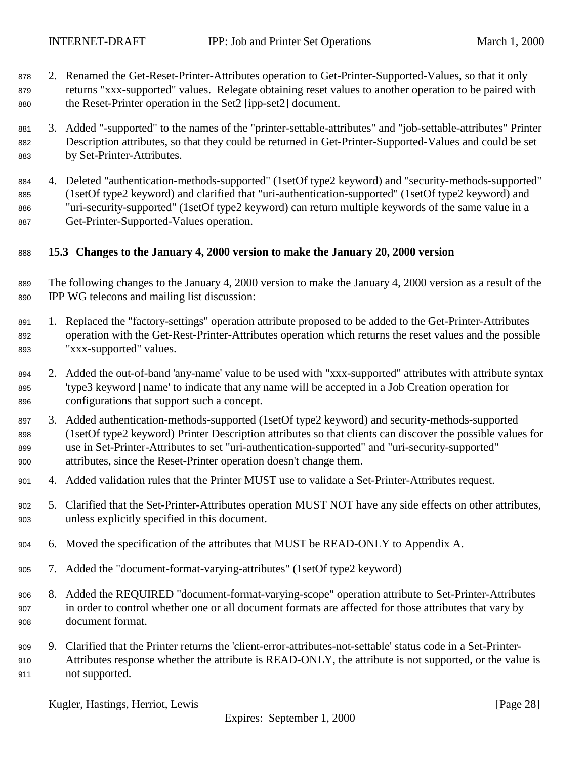2. Renamed the Get-Reset-Printer-Attributes operation to Get-Printer-Supported-Values, so that it only returns "xxx-supported" values. Relegate obtaining reset values to another operation to be paired with the Reset-Printer operation in the Set2 [ipp-set2] document.

3. Added "-supported" to the names of the "printer-settable-attributes" and "job-settable-attributes" Printer Description attributes, so that they could be returned in Get-Printer-Supported-Values and could be set by Set-Printer-Attributes.

4. Deleted "authentication-methods-supported" (1setOf type2 keyword) and "security-methods-supported" (1setOf type2 keyword) and clarified that "uri-authentication-supported" (1setOf type2 keyword) and "uri-security-supported" (1setOf type2 keyword) can return multiple keywords of the same value in a Get-Printer-Supported-Values operation.

### 15.3 Changes to the January 4, 2000 version to make the January 20, 2000 version

The following changes to the January 4, 2000 version to make the January 4, 2000 version as a result of the IPP WG telecons and mailing list discussion:

1. Replaced the "factory-settings" operation attribute proposed to be added to the Get-Printer-Attributes operation with the Get-Rest-Printer-Attributes operation which returns the reset values and the possible "xxx-supported" values.

2. Added the out-of-band 'any-name' value to be used with "xxx-supported" attributes with attribute syntax 'type3 keyword | name' to indicate that any name will be accepted in a Job Creation operation for configurations that support such a concept.

3. Added authentication-methods-supported (1setOf type2 keyword) and security-methods-supported (1setOf type2 keyword) Printer Description attributes so that clients can discover the possible values for use in Set-Printer-Attributes to set "uri-authentication-supported" and "uri-security-supported" attributes, since the Reset-Printer operation doesn't change them.

4. Added validation rules that the Printer MUST use to validate a Set-Printer-Attributes request.

5. Clarified that the Set-Printer-Attributes operation MUST NOT have any side effects on other attributes, unless explicitly specified in this document.

6. Moved the specification of the attributes that MUST be READ-ONLY to Appendix A.

7. Added the "document-format-varying-attributes" (1setOf type2 keyword)

8. Added the REQUIRED "document-format-varying-scope" operation attribute to Set-Printer-Attributes in order to control whether one or all document formats are affected for those attributes that vary by document format.

9. Clarified that the Printer returns the 'client-error-attributes-not-settable' status code in a Set-Printer-Attributes response whether the attribute is READ-ONLY, the attribute is not supported, or the value is not supported.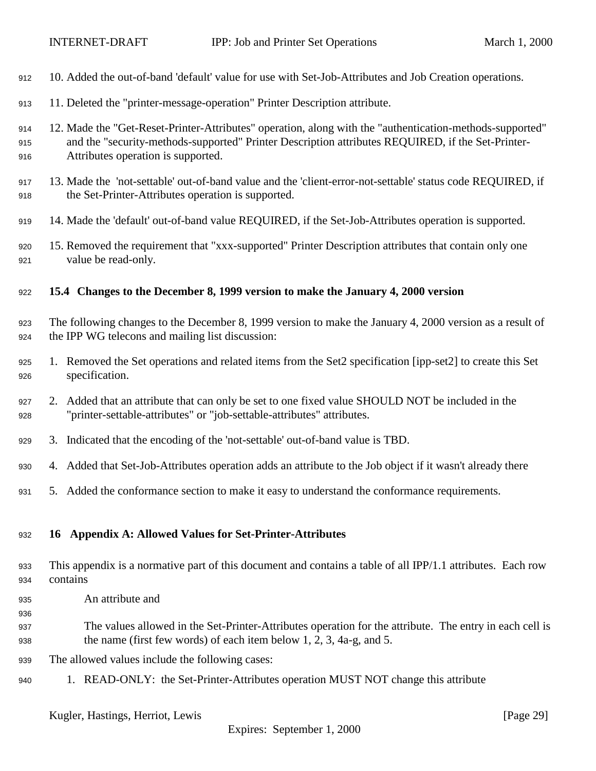10. Added the out-of-band 'default' value for use with Set-Job-Attributes and Job Creation operations.

11. Deleted the "printer-message-operation" Printer Description attribute.

12. Made the "Get-Reset-Printer-Attributes" operation, along with the "authentication-methods-supported" and the "security-methods-supported" Printer Description attributes REQUIRED, if the Set-Printer-Attributes operation is supported.

13. Made the 'not-settable' out-of-band value and the 'client-error-not-settable' status code REQUIRED, if the Set-Printer-Attributes operation is supported.

14. Made the 'default' out-of-band value REQUIRED, if the Set-Job-Attributes operation is supported.

15. Removed the requirement that "xxx-supported" Printer Description attributes that contain only one value be read-only.

### 15.4 Changes to the December 8, 1999 version to make the January 4, 2000 version

The following changes to the December 8, 1999 version to make the January 4, 2000 version as a result of the IPP WG telecons and mailing list discussion:

1. Removed the Set operations and related items from the Set2 specification [ipp-set2] to create this Set specification.
2. Added that an attribute that can only be set to one fixed value SHOULD NOT be included in the "printer-settable-attributes" or "job-settable-attributes" attributes.
3. Indicated that the encoding of the 'not-settable' out-of-band value is TBD.
4. Added that Set-Job-Attributes operation adds an attribute to the Job object if it wasn't already there
5. Added the conformance section to make it easy to understand the conformance requirements.

## 16 Appendix A: Allowed Values for Set-Printer-Attributes

This appendix is a normative part of this document and contains a table of all IPP/1.1 attributes. Each row contains

An attribute and

The values allowed in the Set-Printer-Attributes operation for the attribute. The entry in each cell is the name (first few words) of each item below 1, 2, 3, 4a-g, and 5.

The allowed values include the following cases:

1. READ-ONLY: the Set-Printer-Attributes operation MUST NOT change this attribute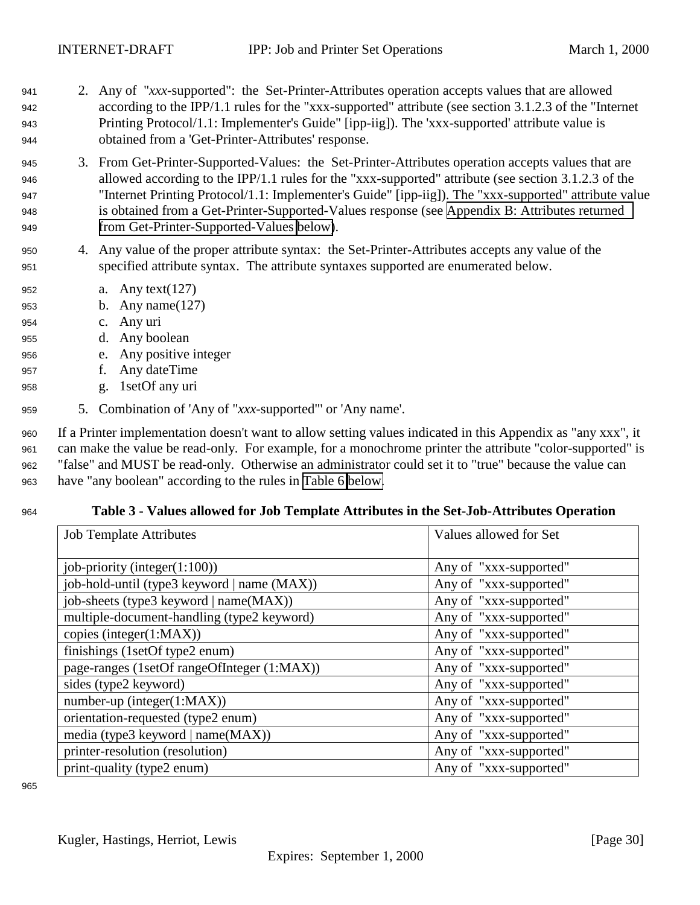2. Any of "*xxx*-supported": the Set-Printer-Attributes operation accepts values that are allowed according to the IPP/1.1 rules for the "xxx-supported" attribute (see section 3.1.2.3 of the "Internet Printing Protocol/1.1: Implementer's Guide" [ipp-iig]). The 'xxx-supported' attribute value is obtained from a 'Get-Printer-Attributes' response.

3. From Get-Printer-Supported-Values: the Set-Printer-Attributes operation accepts values that are allowed according to the IPP/1.1 rules for the "xxx-supported" attribute (see section 3.1.2.3 of the "Internet Printing Protocol/1.1: Implementer's Guide" [ipp-iig]). The "xxx-supported" attribute value is obtained from a Get-Printer-Supported-Values response (see Appendix B: Attributes returned from Get-Printer-Supported-Values below).

4. Any value of the proper attribute syntax: the Set-Printer-Attributes accepts any value of the specified attribute syntax. The attribute syntaxes supported are enumerated below.

   a. Any text(127)
   b. Any name(127)
   c. Any uri
   d. Any boolean
   e. Any positive integer
   f. Any dateTime
   g. 1setOf any uri

5. Combination of 'Any of "*xxx*-supported"' or 'Any name'.

If a Printer implementation doesn't want to allow setting values indicated in this Appendix as "any xxx", it can make the value be read-only. For example, for a monochrome printer the attribute "color-supported" is "false" and MUST be read-only. Otherwise an administrator could set it to "true" because the value can have "any boolean" according to the rules in Table 6 below.

**Table 3 - Values allowed for Job Template Attributes in the Set-Job-Attributes Operation**

| Job Template Attributes | Values allowed for Set |
|---|---|
| job-priority (integer(1:100)) | Any of "xxx-supported" |
| job-hold-until (type3 keyword \| name (MAX)) | Any of "xxx-supported" |
| job-sheets (type3 keyword \| name(MAX)) | Any of "xxx-supported" |
| multiple-document-handling (type2 keyword) | Any of "xxx-supported" |
| copies (integer(1:MAX)) | Any of "xxx-supported" |
| finishings (1setOf type2 enum) | Any of "xxx-supported" |
| page-ranges (1setOf rangeOfInteger (1:MAX)) | Any of "xxx-supported" |
| sides (type2 keyword) | Any of "xxx-supported" |
| number-up (integer(1:MAX)) | Any of "xxx-supported" |
| orientation-requested (type2 enum) | Any of "xxx-supported" |
| media (type3 keyword \| name(MAX)) | Any of "xxx-supported" |
| printer-resolution (resolution) | Any of "xxx-supported" |
| print-quality (type2 enum) | Any of "xxx-supported" |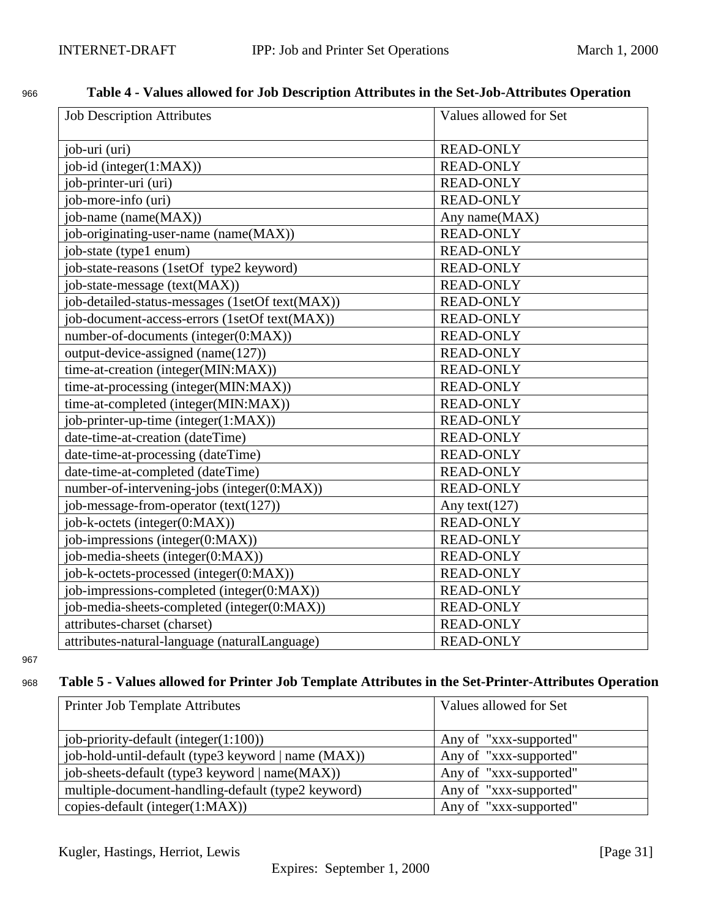**Table 4 - Values allowed for Job Description Attributes in the Set-Job-Attributes Operation**

| Job Description Attributes | Values allowed for Set |
|---|---|
| job-uri (uri) | READ-ONLY |
| job-id (integer(1:MAX)) | READ-ONLY |
| job-printer-uri (uri) | READ-ONLY |
| job-more-info (uri) | READ-ONLY |
| job-name (name(MAX)) | Any name(MAX) |
| job-originating-user-name (name(MAX)) | READ-ONLY |
| job-state (type1 enum) | READ-ONLY |
| job-state-reasons (1setOf type2 keyword) | READ-ONLY |
| job-state-message (text(MAX)) | READ-ONLY |
| job-detailed-status-messages (1setOf text(MAX)) | READ-ONLY |
| job-document-access-errors (1setOf text(MAX)) | READ-ONLY |
| number-of-documents (integer(0:MAX)) | READ-ONLY |
| output-device-assigned (name(127)) | READ-ONLY |
| time-at-creation (integer(MIN:MAX)) | READ-ONLY |
| time-at-processing (integer(MIN:MAX)) | READ-ONLY |
| time-at-completed (integer(MIN:MAX)) | READ-ONLY |
| job-printer-up-time (integer(1:MAX)) | READ-ONLY |
| date-time-at-creation (dateTime) | READ-ONLY |
| date-time-at-processing (dateTime) | READ-ONLY |
| date-time-at-completed (dateTime) | READ-ONLY |
| number-of-intervening-jobs (integer(0:MAX)) | READ-ONLY |
| job-message-from-operator (text(127)) | Any text(127) |
| job-k-octets (integer(0:MAX)) | READ-ONLY |
| job-impressions (integer(0:MAX)) | READ-ONLY |
| job-media-sheets (integer(0:MAX)) | READ-ONLY |
| job-k-octets-processed (integer(0:MAX)) | READ-ONLY |
| job-impressions-completed (integer(0:MAX)) | READ-ONLY |
| job-media-sheets-completed (integer(0:MAX)) | READ-ONLY |
| attributes-charset (charset) | READ-ONLY |
| attributes-natural-language (naturalLanguage) | READ-ONLY |

**Table 5 - Values allowed for Printer Job Template Attributes in the Set-Printer-Attributes Operation**

| Printer Job Template Attributes | Values allowed for Set |
|---|---|
| job-priority-default (integer(1:100)) | Any of "xxx-supported" |
| job-hold-until-default (type3 keyword \| name (MAX)) | Any of "xxx-supported" |
| job-sheets-default (type3 keyword \| name(MAX)) | Any of "xxx-supported" |
| multiple-document-handling-default (type2 keyword) | Any of "xxx-supported" |
| copies-default (integer(1:MAX)) | Any of "xxx-supported" |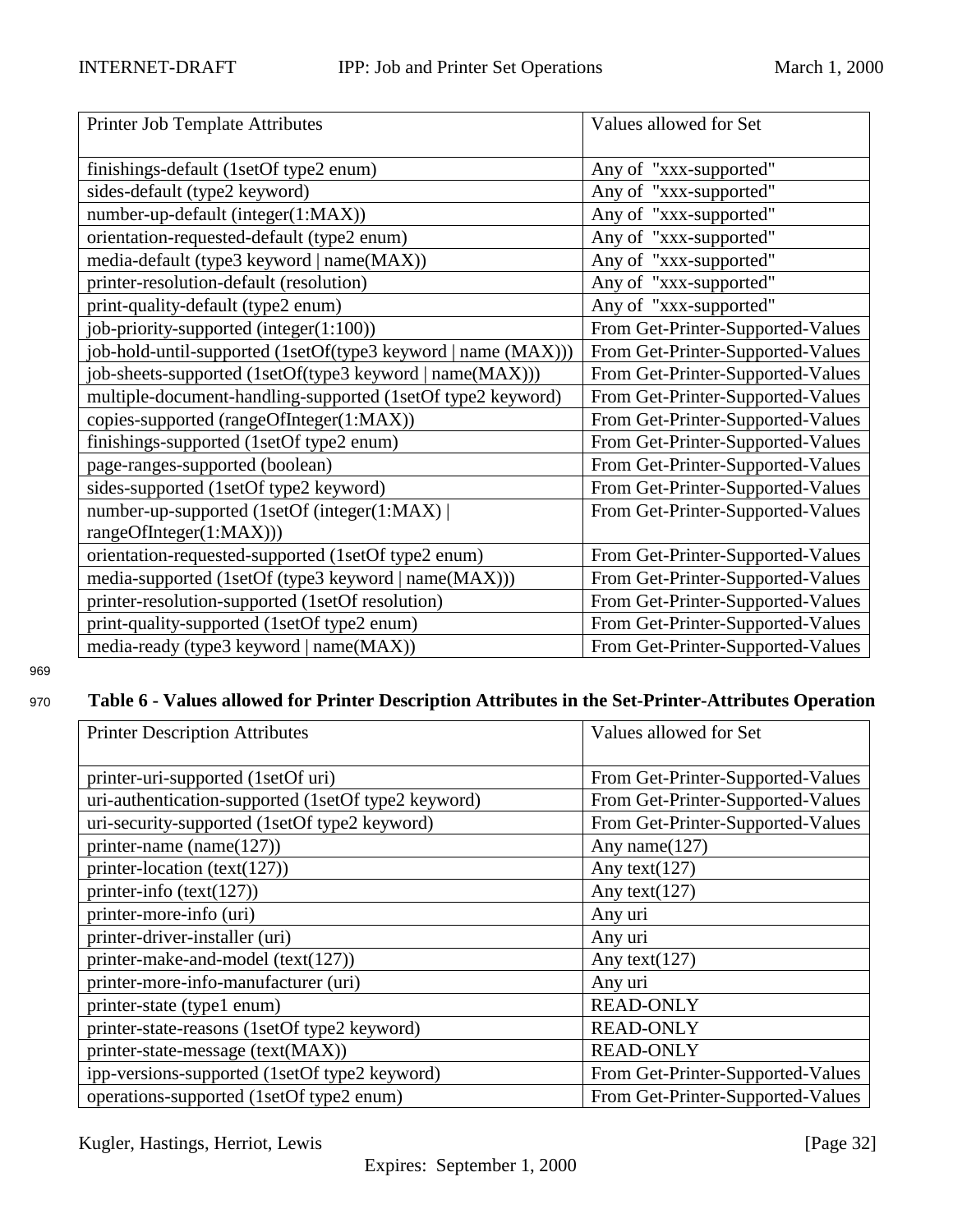| Printer Job Template Attributes | Values allowed for Set |
|---|---|
| finishings-default (1setOf type2 enum) | Any of "xxx-supported" |
| sides-default (type2 keyword) | Any of "xxx-supported" |
| number-up-default (integer(1:MAX)) | Any of "xxx-supported" |
| orientation-requested-default (type2 enum) | Any of "xxx-supported" |
| media-default (type3 keyword \| name(MAX)) | Any of "xxx-supported" |
| printer-resolution-default (resolution) | Any of "xxx-supported" |
| print-quality-default (type2 enum) | Any of "xxx-supported" |
| job-priority-supported (integer(1:100)) | From Get-Printer-Supported-Values |
| job-hold-until-supported (1setOf(type3 keyword \| name (MAX))) | From Get-Printer-Supported-Values |
| job-sheets-supported (1setOf(type3 keyword \| name(MAX))) | From Get-Printer-Supported-Values |
| multiple-document-handling-supported (1setOf type2 keyword) | From Get-Printer-Supported-Values |
| copies-supported (rangeOfInteger(1:MAX)) | From Get-Printer-Supported-Values |
| finishings-supported (1setOf type2 enum) | From Get-Printer-Supported-Values |
| page-ranges-supported (boolean) | From Get-Printer-Supported-Values |
| sides-supported (1setOf type2 keyword) | From Get-Printer-Supported-Values |
| number-up-supported (1setOf (integer(1:MAX) \| rangeOfInteger(1:MAX))) | From Get-Printer-Supported-Values |
| orientation-requested-supported (1setOf type2 enum) | From Get-Printer-Supported-Values |
| media-supported (1setOf (type3 keyword \| name(MAX))) | From Get-Printer-Supported-Values |
| printer-resolution-supported (1setOf resolution) | From Get-Printer-Supported-Values |
| print-quality-supported (1setOf type2 enum) | From Get-Printer-Supported-Values |
| media-ready (type3 keyword \| name(MAX)) | From Get-Printer-Supported-Values |

**Table 6 - Values allowed for Printer Description Attributes in the Set-Printer-Attributes Operation**

| Printer Description Attributes | Values allowed for Set |
|---|---|
| printer-uri-supported (1setOf uri) | From Get-Printer-Supported-Values |
| uri-authentication-supported (1setOf type2 keyword) | From Get-Printer-Supported-Values |
| uri-security-supported (1setOf type2 keyword) | From Get-Printer-Supported-Values |
| printer-name (name(127)) | Any name(127) |
| printer-location (text(127)) | Any text(127) |
| printer-info (text(127)) | Any text(127) |
| printer-more-info (uri) | Any uri |
| printer-driver-installer (uri) | Any uri |
| printer-make-and-model (text(127)) | Any text(127) |
| printer-more-info-manufacturer (uri) | Any uri |
| printer-state (type1 enum) | READ-ONLY |
| printer-state-reasons (1setOf type2 keyword) | READ-ONLY |
| printer-state-message (text(MAX)) | READ-ONLY |
| ipp-versions-supported (1setOf type2 keyword) | From Get-Printer-Supported-Values |
| operations-supported (1setOf type2 enum) | From Get-Printer-Supported-Values |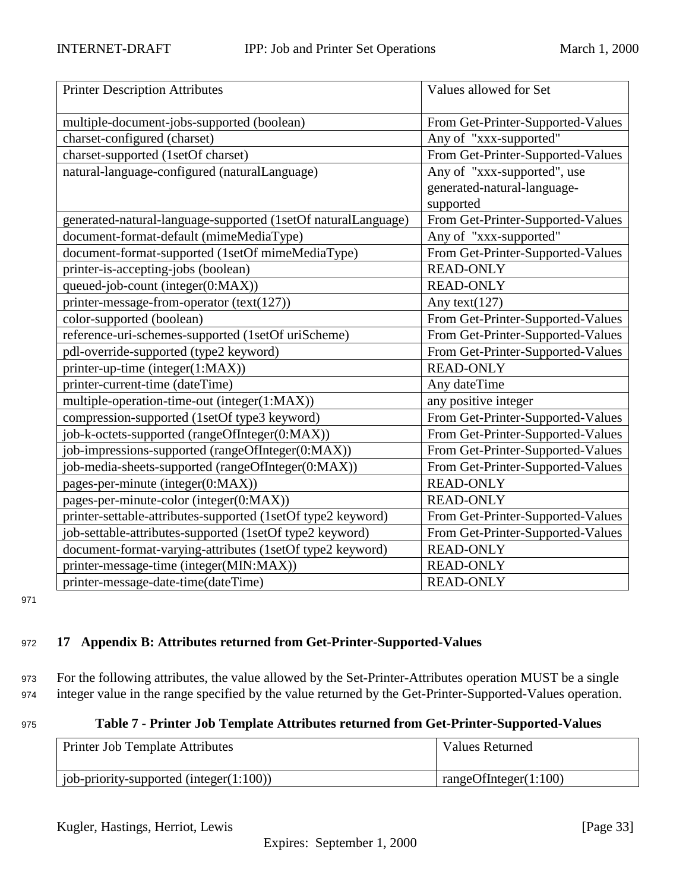| Printer Description Attributes | Values allowed for Set |
|---|---|
| multiple-document-jobs-supported (boolean) | From Get-Printer-Supported-Values |
| charset-configured (charset) | Any of "xxx-supported" |
| charset-supported (1setOf charset) | From Get-Printer-Supported-Values |
| natural-language-configured (naturalLanguage) | Any of "xxx-supported", use generated-natural-language-supported |
| generated-natural-language-supported (1setOf naturalLanguage) | From Get-Printer-Supported-Values |
| document-format-default (mimeMediaType) | Any of "xxx-supported" |
| document-format-supported (1setOf mimeMediaType) | From Get-Printer-Supported-Values |
| printer-is-accepting-jobs (boolean) | READ-ONLY |
| queued-job-count (integer(0:MAX)) | READ-ONLY |
| printer-message-from-operator (text(127)) | Any text(127) |
| color-supported (boolean) | From Get-Printer-Supported-Values |
| reference-uri-schemes-supported (1setOf uriScheme) | From Get-Printer-Supported-Values |
| pdl-override-supported (type2 keyword) | From Get-Printer-Supported-Values |
| printer-up-time (integer(1:MAX)) | READ-ONLY |
| printer-current-time (dateTime) | Any dateTime |
| multiple-operation-time-out (integer(1:MAX)) | any positive integer |
| compression-supported (1setOf type3 keyword) | From Get-Printer-Supported-Values |
| job-k-octets-supported (rangeOfInteger(0:MAX)) | From Get-Printer-Supported-Values |
| job-impressions-supported (rangeOfInteger(0:MAX)) | From Get-Printer-Supported-Values |
| job-media-sheets-supported (rangeOfInteger(0:MAX)) | From Get-Printer-Supported-Values |
| pages-per-minute (integer(0:MAX)) | READ-ONLY |
| pages-per-minute-color (integer(0:MAX)) | READ-ONLY |
| printer-settable-attributes-supported (1setOf type2 keyword) | From Get-Printer-Supported-Values |
| job-settable-attributes-supported (1setOf type2 keyword) | From Get-Printer-Supported-Values |
| document-format-varying-attributes (1setOf type2 keyword) | READ-ONLY |
| printer-message-time (integer(MIN:MAX)) | READ-ONLY |
| printer-message-date-time(dateTime) | READ-ONLY |

## 17 Appendix B: Attributes returned from Get-Printer-Supported-Values

For the following attributes, the value allowed by the Set-Printer-Attributes operation MUST be a single integer value in the range specified by the value returned by the Get-Printer-Supported-Values operation.

**Table 7 - Printer Job Template Attributes returned from Get-Printer-Supported-Values**

| Printer Job Template Attributes | Values Returned |
|---|---|
| job-priority-supported (integer(1:100)) | rangeOfInteger(1:100) |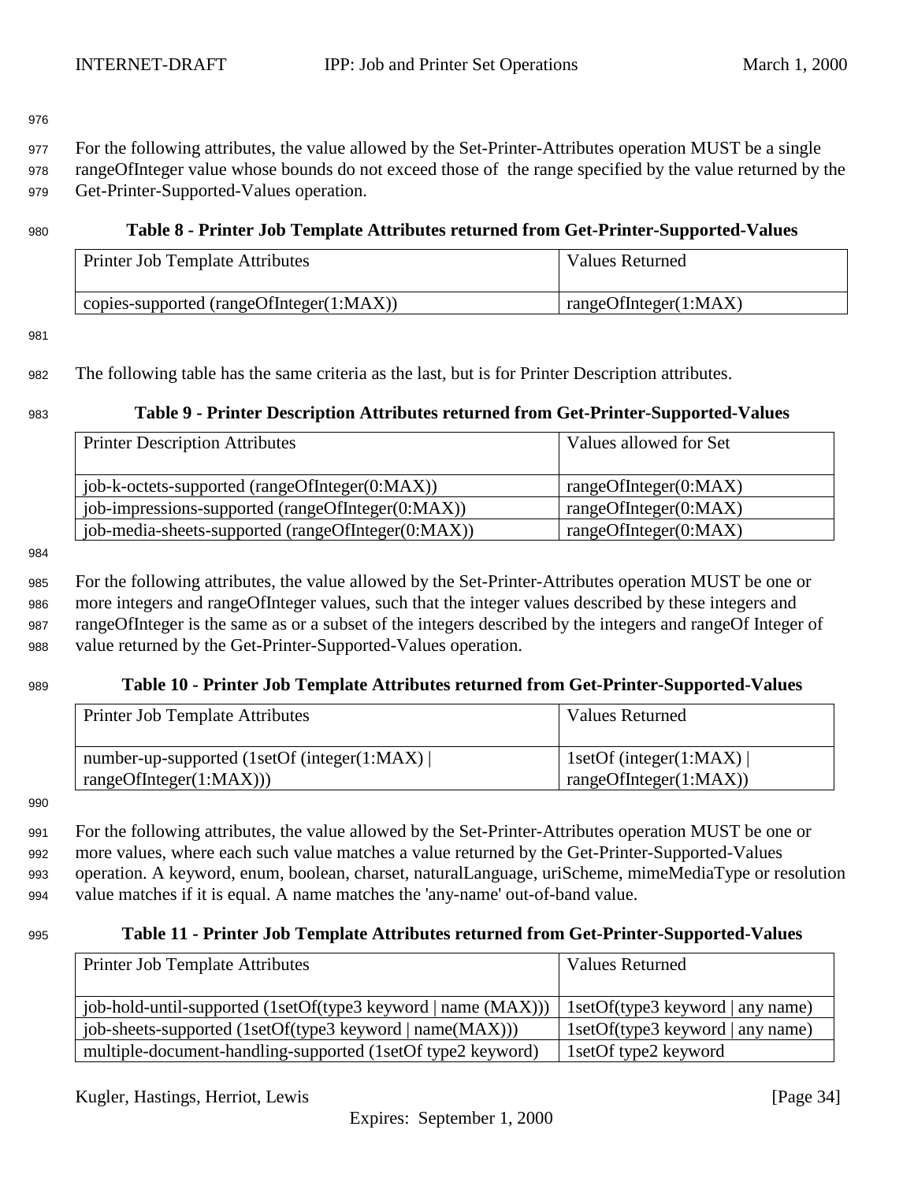For the following attributes, the value allowed by the Set-Printer-Attributes operation MUST be a single rangeOfInteger value whose bounds do not exceed those of the range specified by the value returned by the Get-Printer-Supported-Values operation.

**Table 8 - Printer Job Template Attributes returned from Get-Printer-Supported-Values**

| Printer Job Template Attributes | Values Returned |
|---|---|
| copies-supported (rangeOfInteger(1:MAX)) | rangeOfInteger(1:MAX) |

The following table has the same criteria as the last, but is for Printer Description attributes.

**Table 9 - Printer Description Attributes returned from Get-Printer-Supported-Values**

| Printer Description Attributes | Values allowed for Set |
|---|---|
| job-k-octets-supported (rangeOfInteger(0:MAX)) | rangeOfInteger(0:MAX) |
| job-impressions-supported (rangeOfInteger(0:MAX)) | rangeOfInteger(0:MAX) |
| job-media-sheets-supported (rangeOfInteger(0:MAX)) | rangeOfInteger(0:MAX) |

For the following attributes, the value allowed by the Set-Printer-Attributes operation MUST be one or more integers and rangeOfInteger values, such that the integer values described by these integers and rangeOfInteger is the same as or a subset of the integers described by the integers and rangeOf Integer of value returned by the Get-Printer-Supported-Values operation.

**Table 10 - Printer Job Template Attributes returned from Get-Printer-Supported-Values**

| Printer Job Template Attributes | Values Returned |
|---|---|
| number-up-supported (1setOf (integer(1:MAX) \| rangeOfInteger(1:MAX))) | 1setOf (integer(1:MAX) \| rangeOfInteger(1:MAX)) |

For the following attributes, the value allowed by the Set-Printer-Attributes operation MUST be one or more values, where each such value matches a value returned by the Get-Printer-Supported-Values operation. A keyword, enum, boolean, charset, naturalLanguage, uriScheme, mimeMediaType or resolution value matches if it is equal. A name matches the 'any-name' out-of-band value.

**Table 11 - Printer Job Template Attributes returned from Get-Printer-Supported-Values**

| Printer Job Template Attributes | Values Returned |
|---|---|
| job-hold-until-supported (1setOf(type3 keyword \| name (MAX))) | 1setOf(type3 keyword \| any name) |
| job-sheets-supported (1setOf(type3 keyword \| name(MAX))) | 1setOf(type3 keyword \| any name) |
| multiple-document-handling-supported (1setOf type2 keyword) | 1setOf type2 keyword |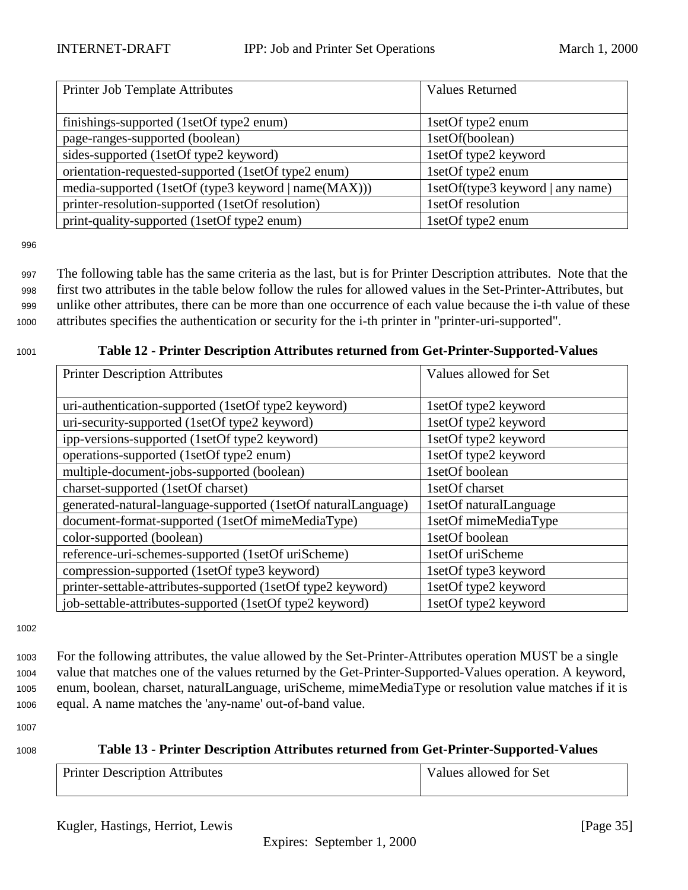| Printer Job Template Attributes | Values Returned |
|---|---|
| finishings-supported (1setOf type2 enum) | 1setOf type2 enum |
| page-ranges-supported (boolean) | 1setOf(boolean) |
| sides-supported (1setOf type2 keyword) | 1setOf type2 keyword |
| orientation-requested-supported (1setOf type2 enum) | 1setOf type2 enum |
| media-supported (1setOf (type3 keyword \| name(MAX))) | 1setOf(type3 keyword \| any name) |
| printer-resolution-supported (1setOf resolution) | 1setOf resolution |
| print-quality-supported (1setOf type2 enum) | 1setOf type2 enum |

The following table has the same criteria as the last, but is for Printer Description attributes. Note that the first two attributes in the table below follow the rules for allowed values in the Set-Printer-Attributes, but unlike other attributes, there can be more than one occurrence of each value because the i-th value of these attributes specifies the authentication or security for the i-th printer in "printer-uri-supported".

**Table 12 - Printer Description Attributes returned from Get-Printer-Supported-Values**

| Printer Description Attributes | Values allowed for Set |
|---|---|
| uri-authentication-supported (1setOf type2 keyword) | 1setOf type2 keyword |
| uri-security-supported (1setOf type2 keyword) | 1setOf type2 keyword |
| ipp-versions-supported (1setOf type2 keyword) | 1setOf type2 keyword |
| operations-supported (1setOf type2 enum) | 1setOf type2 keyword |
| multiple-document-jobs-supported (boolean) | 1setOf boolean |
| charset-supported (1setOf charset) | 1setOf charset |
| generated-natural-language-supported (1setOf naturalLanguage) | 1setOf naturalLanguage |
| document-format-supported (1setOf mimeMediaType) | 1setOf mimeMediaType |
| color-supported (boolean) | 1setOf boolean |
| reference-uri-schemes-supported (1setOf uriScheme) | 1setOf uriScheme |
| compression-supported (1setOf type3 keyword) | 1setOf type3 keyword |
| printer-settable-attributes-supported (1setOf type2 keyword) | 1setOf type2 keyword |
| job-settable-attributes-supported (1setOf type2 keyword) | 1setOf type2 keyword |

For the following attributes, the value allowed by the Set-Printer-Attributes operation MUST be a single value that matches one of the values returned by the Get-Printer-Supported-Values operation. A keyword, enum, boolean, charset, naturalLanguage, uriScheme, mimeMediaType or resolution value matches if it is equal. A name matches the 'any-name' out-of-band value.

**Table 13 - Printer Description Attributes returned from Get-Printer-Supported-Values**

| Printer Description Attributes | Values allowed for Set |
|---|---|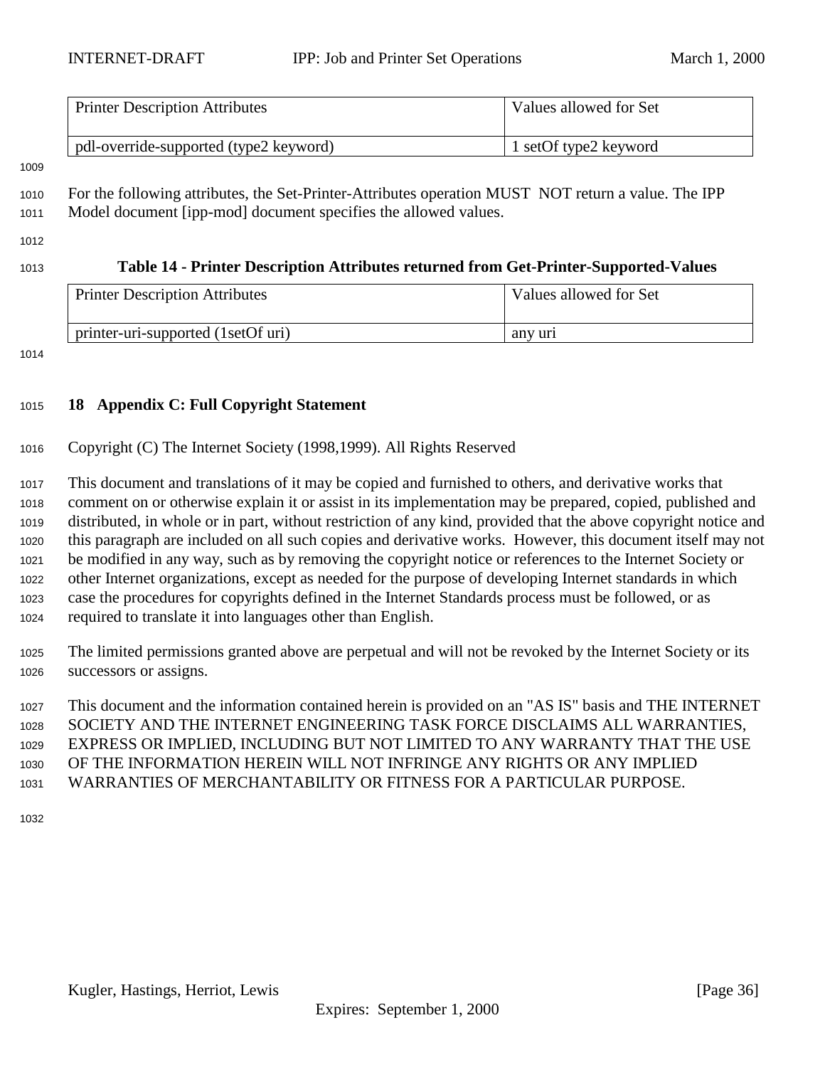| Printer Description Attributes | Values allowed for Set |
| --- | --- |
| pdl-override-supported (type2 keyword) | 1 setOf type2 keyword |

For the following attributes, the Set-Printer-Attributes operation MUST NOT return a value. The IPP Model document [ipp-mod] document specifies the allowed values.

**Table 14 - Printer Description Attributes returned from Get-Printer-Supported-Values**

| Printer Description Attributes | Values allowed for Set |
| --- | --- |
| printer-uri-supported (1setOf uri) | any uri |

## 18 Appendix C: Full Copyright Statement

Copyright (C) The Internet Society (1998,1999). All Rights Reserved

This document and translations of it may be copied and furnished to others, and derivative works that comment on or otherwise explain it or assist in its implementation may be prepared, copied, published and distributed, in whole or in part, without restriction of any kind, provided that the above copyright notice and this paragraph are included on all such copies and derivative works. However, this document itself may not be modified in any way, such as by removing the copyright notice or references to the Internet Society or other Internet organizations, except as needed for the purpose of developing Internet standards in which case the procedures for copyrights defined in the Internet Standards process must be followed, or as required to translate it into languages other than English.

The limited permissions granted above are perpetual and will not be revoked by the Internet Society or its successors or assigns.

This document and the information contained herein is provided on an "AS IS" basis and THE INTERNET SOCIETY AND THE INTERNET ENGINEERING TASK FORCE DISCLAIMS ALL WARRANTIES, EXPRESS OR IMPLIED, INCLUDING BUT NOT LIMITED TO ANY WARRANTY THAT THE USE OF THE INFORMATION HEREIN WILL NOT INFRINGE ANY RIGHTS OR ANY IMPLIED WARRANTIES OF MERCHANTABILITY OR FITNESS FOR A PARTICULAR PURPOSE.